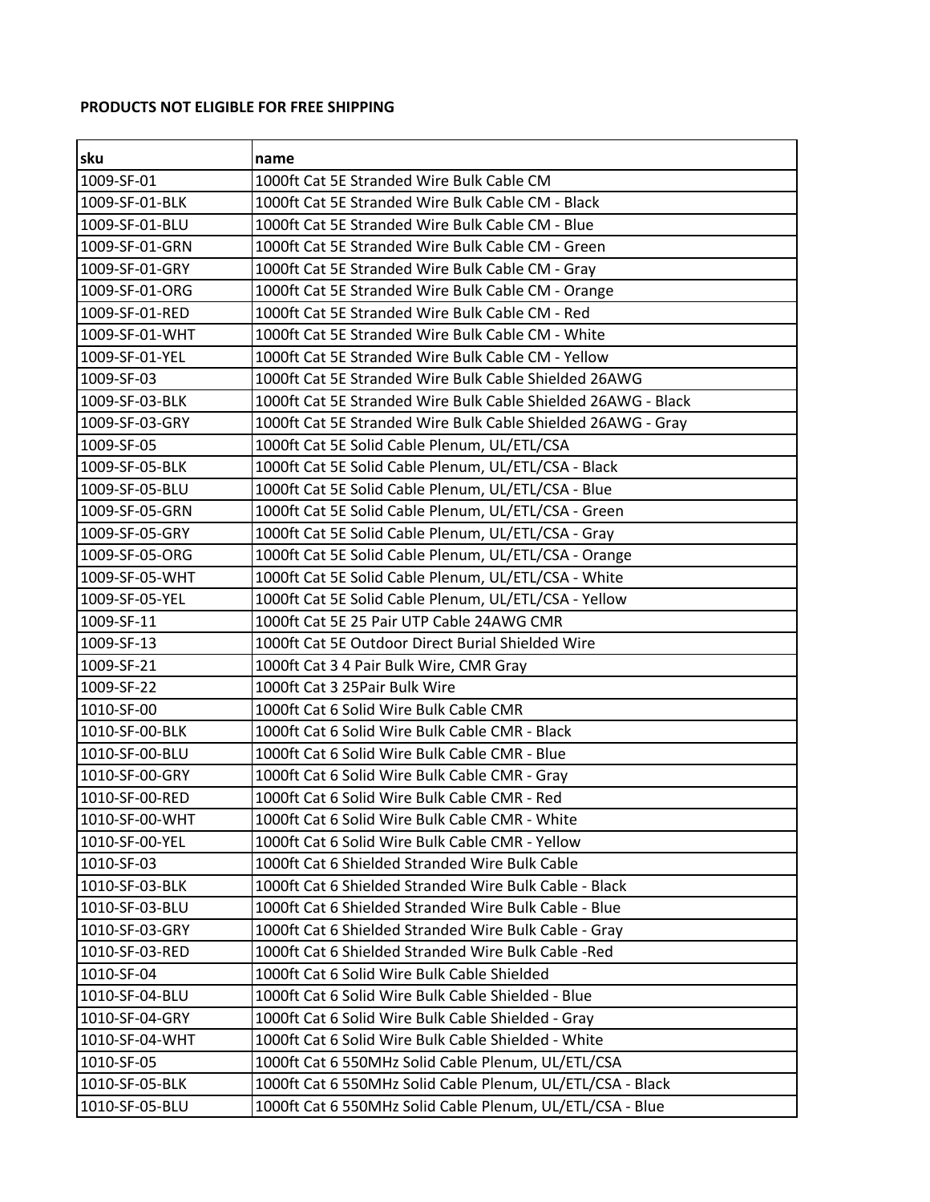**PRODUCTS NOT ELIGIBLE FOR FREE SHIPPING**

| sku | name |
|---|---|
| 1009-SF-01 | 1000ft Cat 5E Stranded Wire Bulk Cable CM |
| 1009-SF-01-BLK | 1000ft Cat 5E Stranded Wire Bulk Cable CM - Black |
| 1009-SF-01-BLU | 1000ft Cat 5E Stranded Wire Bulk Cable CM - Blue |
| 1009-SF-01-GRN | 1000ft Cat 5E Stranded Wire Bulk Cable CM - Green |
| 1009-SF-01-GRY | 1000ft Cat 5E Stranded Wire Bulk Cable CM - Gray |
| 1009-SF-01-ORG | 1000ft Cat 5E Stranded Wire Bulk Cable CM - Orange |
| 1009-SF-01-RED | 1000ft Cat 5E Stranded Wire Bulk Cable CM - Red |
| 1009-SF-01-WHT | 1000ft Cat 5E Stranded Wire Bulk Cable CM - White |
| 1009-SF-01-YEL | 1000ft Cat 5E Stranded Wire Bulk Cable CM - Yellow |
| 1009-SF-03 | 1000ft Cat 5E Stranded Wire Bulk Cable Shielded 26AWG |
| 1009-SF-03-BLK | 1000ft Cat 5E Stranded Wire Bulk Cable Shielded 26AWG - Black |
| 1009-SF-03-GRY | 1000ft Cat 5E Stranded Wire Bulk Cable Shielded 26AWG - Gray |
| 1009-SF-05 | 1000ft Cat 5E Solid Cable Plenum, UL/ETL/CSA |
| 1009-SF-05-BLK | 1000ft Cat 5E Solid Cable Plenum, UL/ETL/CSA - Black |
| 1009-SF-05-BLU | 1000ft Cat 5E Solid Cable Plenum, UL/ETL/CSA - Blue |
| 1009-SF-05-GRN | 1000ft Cat 5E Solid Cable Plenum, UL/ETL/CSA - Green |
| 1009-SF-05-GRY | 1000ft Cat 5E Solid Cable Plenum, UL/ETL/CSA - Gray |
| 1009-SF-05-ORG | 1000ft Cat 5E Solid Cable Plenum, UL/ETL/CSA - Orange |
| 1009-SF-05-WHT | 1000ft Cat 5E Solid Cable Plenum, UL/ETL/CSA - White |
| 1009-SF-05-YEL | 1000ft Cat 5E Solid Cable Plenum, UL/ETL/CSA - Yellow |
| 1009-SF-11 | 1000ft Cat 5E 25 Pair UTP Cable 24AWG CMR |
| 1009-SF-13 | 1000ft Cat 5E Outdoor Direct Burial Shielded Wire |
| 1009-SF-21 | 1000ft Cat 3 4 Pair Bulk Wire, CMR Gray |
| 1009-SF-22 | 1000ft Cat 3 25Pair Bulk Wire |
| 1010-SF-00 | 1000ft Cat 6 Solid Wire Bulk Cable CMR |
| 1010-SF-00-BLK | 1000ft Cat 6 Solid Wire Bulk Cable CMR - Black |
| 1010-SF-00-BLU | 1000ft Cat 6 Solid Wire Bulk Cable CMR - Blue |
| 1010-SF-00-GRY | 1000ft Cat 6 Solid Wire Bulk Cable CMR - Gray |
| 1010-SF-00-RED | 1000ft Cat 6 Solid Wire Bulk Cable CMR - Red |
| 1010-SF-00-WHT | 1000ft Cat 6 Solid Wire Bulk Cable CMR - White |
| 1010-SF-00-YEL | 1000ft Cat 6 Solid Wire Bulk Cable CMR - Yellow |
| 1010-SF-03 | 1000ft Cat 6 Shielded Stranded Wire Bulk Cable |
| 1010-SF-03-BLK | 1000ft Cat 6 Shielded Stranded Wire Bulk Cable - Black |
| 1010-SF-03-BLU | 1000ft Cat 6 Shielded Stranded Wire Bulk Cable - Blue |
| 1010-SF-03-GRY | 1000ft Cat 6 Shielded Stranded Wire Bulk Cable - Gray |
| 1010-SF-03-RED | 1000ft Cat 6 Shielded Stranded Wire Bulk Cable -Red |
| 1010-SF-04 | 1000ft Cat 6 Solid Wire Bulk Cable Shielded |
| 1010-SF-04-BLU | 1000ft Cat 6 Solid Wire Bulk Cable Shielded - Blue |
| 1010-SF-04-GRY | 1000ft Cat 6 Solid Wire Bulk Cable Shielded - Gray |
| 1010-SF-04-WHT | 1000ft Cat 6 Solid Wire Bulk Cable Shielded - White |
| 1010-SF-05 | 1000ft Cat 6 550MHz Solid Cable Plenum, UL/ETL/CSA |
| 1010-SF-05-BLK | 1000ft Cat 6 550MHz Solid Cable Plenum, UL/ETL/CSA - Black |
| 1010-SF-05-BLU | 1000ft Cat 6 550MHz Solid Cable Plenum, UL/ETL/CSA - Blue |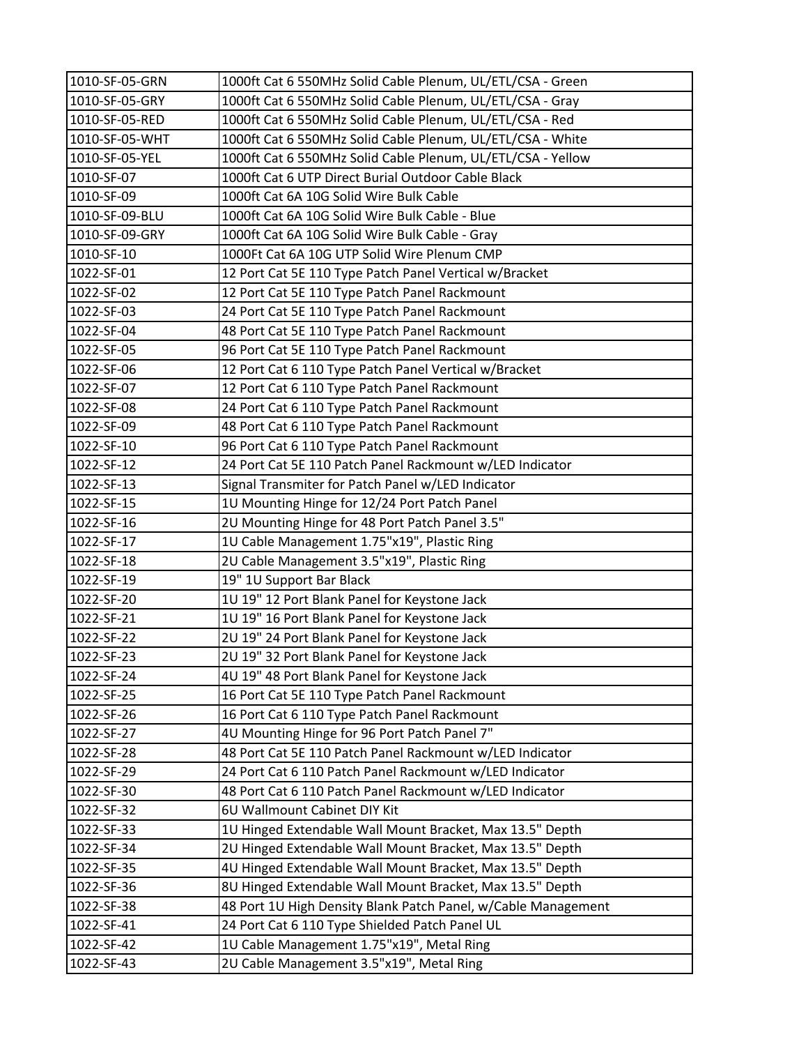| | |
|---|---|
| 1010-SF-05-GRN | 1000ft Cat 6 550MHz Solid Cable Plenum, UL/ETL/CSA - Green |
| 1010-SF-05-GRY | 1000ft Cat 6 550MHz Solid Cable Plenum, UL/ETL/CSA - Gray |
| 1010-SF-05-RED | 1000ft Cat 6 550MHz Solid Cable Plenum, UL/ETL/CSA - Red |
| 1010-SF-05-WHT | 1000ft Cat 6 550MHz Solid Cable Plenum, UL/ETL/CSA - White |
| 1010-SF-05-YEL | 1000ft Cat 6 550MHz Solid Cable Plenum, UL/ETL/CSA - Yellow |
| 1010-SF-07 | 1000ft Cat 6 UTP Direct Burial Outdoor Cable Black |
| 1010-SF-09 | 1000ft Cat 6A 10G Solid Wire Bulk Cable |
| 1010-SF-09-BLU | 1000ft Cat 6A 10G Solid Wire Bulk Cable - Blue |
| 1010-SF-09-GRY | 1000ft Cat 6A 10G Solid Wire Bulk Cable - Gray |
| 1010-SF-10 | 1000Ft Cat 6A 10G UTP Solid Wire Plenum CMP |
| 1022-SF-01 | 12 Port Cat 5E 110 Type Patch Panel Vertical w/Bracket |
| 1022-SF-02 | 12 Port Cat 5E 110 Type Patch Panel Rackmount |
| 1022-SF-03 | 24 Port Cat 5E 110 Type Patch Panel Rackmount |
| 1022-SF-04 | 48 Port Cat 5E 110 Type Patch Panel Rackmount |
| 1022-SF-05 | 96 Port Cat 5E 110 Type Patch Panel Rackmount |
| 1022-SF-06 | 12 Port Cat 6 110 Type Patch Panel Vertical w/Bracket |
| 1022-SF-07 | 12 Port Cat 6 110 Type Patch Panel Rackmount |
| 1022-SF-08 | 24 Port Cat 6 110 Type Patch Panel Rackmount |
| 1022-SF-09 | 48 Port Cat 6 110 Type Patch Panel Rackmount |
| 1022-SF-10 | 96 Port Cat 6 110 Type Patch Panel Rackmount |
| 1022-SF-12 | 24 Port Cat 5E 110 Patch Panel Rackmount w/LED Indicator |
| 1022-SF-13 | Signal Transmiter for Patch Panel w/LED Indicator |
| 1022-SF-15 | 1U Mounting Hinge for 12/24 Port Patch Panel |
| 1022-SF-16 | 2U Mounting Hinge for 48 Port Patch Panel 3.5" |
| 1022-SF-17 | 1U Cable Management 1.75"x19", Plastic Ring |
| 1022-SF-18 | 2U Cable Management 3.5"x19", Plastic Ring |
| 1022-SF-19 | 19" 1U Support Bar Black |
| 1022-SF-20 | 1U 19" 12 Port Blank Panel for Keystone Jack |
| 1022-SF-21 | 1U 19" 16 Port Blank Panel for Keystone Jack |
| 1022-SF-22 | 2U 19" 24 Port Blank Panel for Keystone Jack |
| 1022-SF-23 | 2U 19" 32 Port Blank Panel for Keystone Jack |
| 1022-SF-24 | 4U 19" 48 Port Blank Panel for Keystone Jack |
| 1022-SF-25 | 16 Port Cat 5E 110 Type Patch Panel Rackmount |
| 1022-SF-26 | 16 Port Cat 6 110 Type Patch Panel Rackmount |
| 1022-SF-27 | 4U Mounting Hinge for 96 Port Patch Panel 7" |
| 1022-SF-28 | 48 Port Cat 5E 110 Patch Panel Rackmount w/LED Indicator |
| 1022-SF-29 | 24 Port Cat 6 110 Patch Panel Rackmount w/LED Indicator |
| 1022-SF-30 | 48 Port Cat 6 110 Patch Panel Rackmount w/LED Indicator |
| 1022-SF-32 | 6U Wallmount Cabinet DIY Kit |
| 1022-SF-33 | 1U Hinged Extendable Wall Mount Bracket, Max 13.5" Depth |
| 1022-SF-34 | 2U Hinged Extendable Wall Mount Bracket, Max 13.5" Depth |
| 1022-SF-35 | 4U Hinged Extendable Wall Mount Bracket, Max 13.5" Depth |
| 1022-SF-36 | 8U Hinged Extendable Wall Mount Bracket, Max 13.5" Depth |
| 1022-SF-38 | 48 Port 1U High Density Blank Patch Panel, w/Cable Management |
| 1022-SF-41 | 24 Port Cat 6 110 Type Shielded Patch Panel UL |
| 1022-SF-42 | 1U Cable Management 1.75"x19", Metal Ring |
| 1022-SF-43 | 2U Cable Management 3.5"x19", Metal Ring |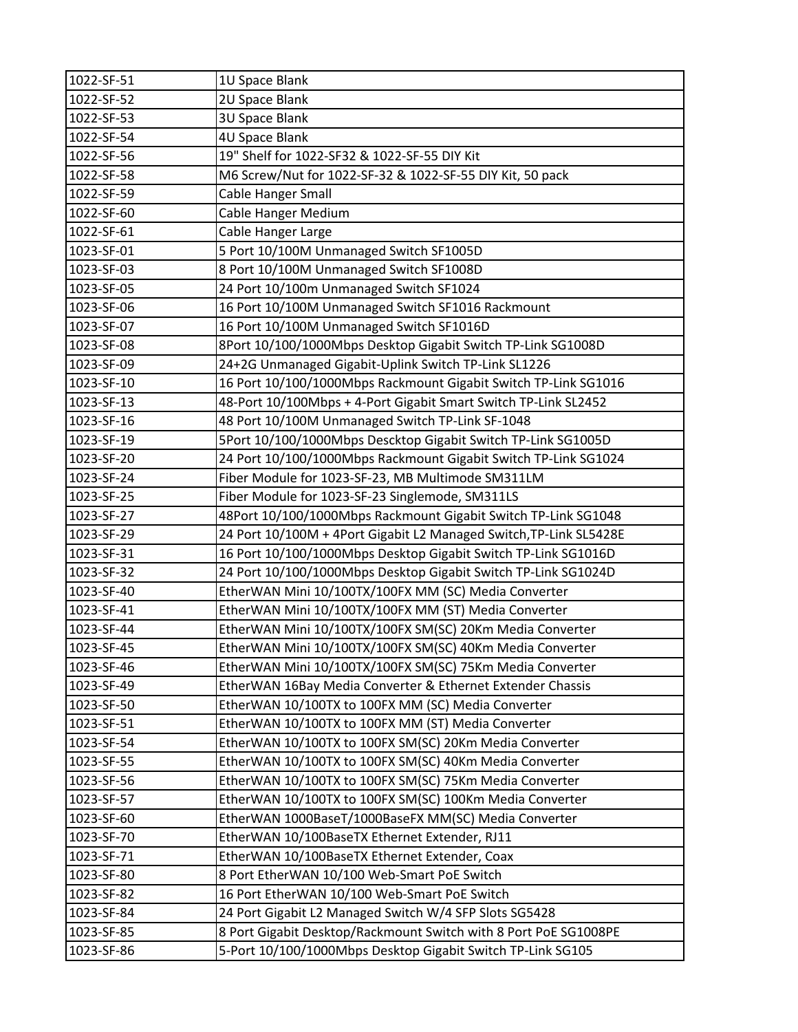| | |
|---|---|
| 1022-SF-51 | 1U Space Blank |
| 1022-SF-52 | 2U Space Blank |
| 1022-SF-53 | 3U Space Blank |
| 1022-SF-54 | 4U Space Blank |
| 1022-SF-56 | 19" Shelf for 1022-SF32 & 1022-SF-55 DIY Kit |
| 1022-SF-58 | M6 Screw/Nut for 1022-SF-32 & 1022-SF-55 DIY Kit, 50 pack |
| 1022-SF-59 | Cable Hanger Small |
| 1022-SF-60 | Cable Hanger Medium |
| 1022-SF-61 | Cable Hanger Large |
| 1023-SF-01 | 5 Port 10/100M Unmanaged Switch SF1005D |
| 1023-SF-03 | 8 Port 10/100M Unmanaged Switch SF1008D |
| 1023-SF-05 | 24 Port 10/100m Unmanaged Switch SF1024 |
| 1023-SF-06 | 16 Port 10/100M Unmanaged Switch SF1016 Rackmount |
| 1023-SF-07 | 16 Port 10/100M Unmanaged Switch SF1016D |
| 1023-SF-08 | 8Port 10/100/1000Mbps Desktop Gigabit Switch TP-Link SG1008D |
| 1023-SF-09 | 24+2G Unmanaged Gigabit-Uplink Switch TP-Link SL1226 |
| 1023-SF-10 | 16 Port 10/100/1000Mbps Rackmount Gigabit Switch TP-Link SG1016 |
| 1023-SF-13 | 48-Port 10/100Mbps + 4-Port Gigabit Smart Switch TP-Link SL2452 |
| 1023-SF-16 | 48 Port 10/100M Unmanaged Switch TP-Link SF-1048 |
| 1023-SF-19 | 5Port 10/100/1000Mbps Descktop Gigabit Switch TP-Link SG1005D |
| 1023-SF-20 | 24 Port 10/100/1000Mbps Rackmount Gigabit Switch TP-Link SG1024 |
| 1023-SF-24 | Fiber Module for 1023-SF-23, MB Multimode SM311LM |
| 1023-SF-25 | Fiber Module for 1023-SF-23 Singlemode, SM311LS |
| 1023-SF-27 | 48Port 10/100/1000Mbps Rackmount Gigabit Switch TP-Link SG1048 |
| 1023-SF-29 | 24 Port 10/100M + 4Port Gigabit L2 Managed Switch,TP-Link SL5428E |
| 1023-SF-31 | 16 Port 10/100/1000Mbps Desktop Gigabit Switch TP-Link SG1016D |
| 1023-SF-32 | 24 Port 10/100/1000Mbps Desktop Gigabit Switch TP-Link SG1024D |
| 1023-SF-40 | EtherWAN Mini 10/100TX/100FX MM (SC) Media Converter |
| 1023-SF-41 | EtherWAN Mini 10/100TX/100FX MM (ST) Media Converter |
| 1023-SF-44 | EtherWAN Mini 10/100TX/100FX SM(SC) 20Km Media Converter |
| 1023-SF-45 | EtherWAN Mini 10/100TX/100FX SM(SC) 40Km Media Converter |
| 1023-SF-46 | EtherWAN Mini 10/100TX/100FX SM(SC) 75Km Media Converter |
| 1023-SF-49 | EtherWAN 16Bay Media Converter & Ethernet Extender Chassis |
| 1023-SF-50 | EtherWAN 10/100TX to 100FX MM (SC) Media Converter |
| 1023-SF-51 | EtherWAN 10/100TX to 100FX MM (ST) Media Converter |
| 1023-SF-54 | EtherWAN 10/100TX to 100FX SM(SC) 20Km Media Converter |
| 1023-SF-55 | EtherWAN 10/100TX to 100FX SM(SC) 40Km Media Converter |
| 1023-SF-56 | EtherWAN 10/100TX to 100FX SM(SC) 75Km Media Converter |
| 1023-SF-57 | EtherWAN 10/100TX to 100FX SM(SC) 100Km Media Converter |
| 1023-SF-60 | EtherWAN 1000BaseT/1000BaseFX MM(SC) Media Converter |
| 1023-SF-70 | EtherWAN 10/100BaseTX Ethernet Extender, RJ11 |
| 1023-SF-71 | EtherWAN 10/100BaseTX Ethernet Extender, Coax |
| 1023-SF-80 | 8 Port EtherWAN 10/100 Web-Smart PoE Switch |
| 1023-SF-82 | 16 Port EtherWAN 10/100 Web-Smart PoE Switch |
| 1023-SF-84 | 24 Port Gigabit L2 Managed Switch W/4 SFP Slots SG5428 |
| 1023-SF-85 | 8 Port Gigabit Desktop/Rackmount Switch with 8 Port PoE SG1008PE |
| 1023-SF-86 | 5-Port 10/100/1000Mbps Desktop Gigabit Switch TP-Link SG105 |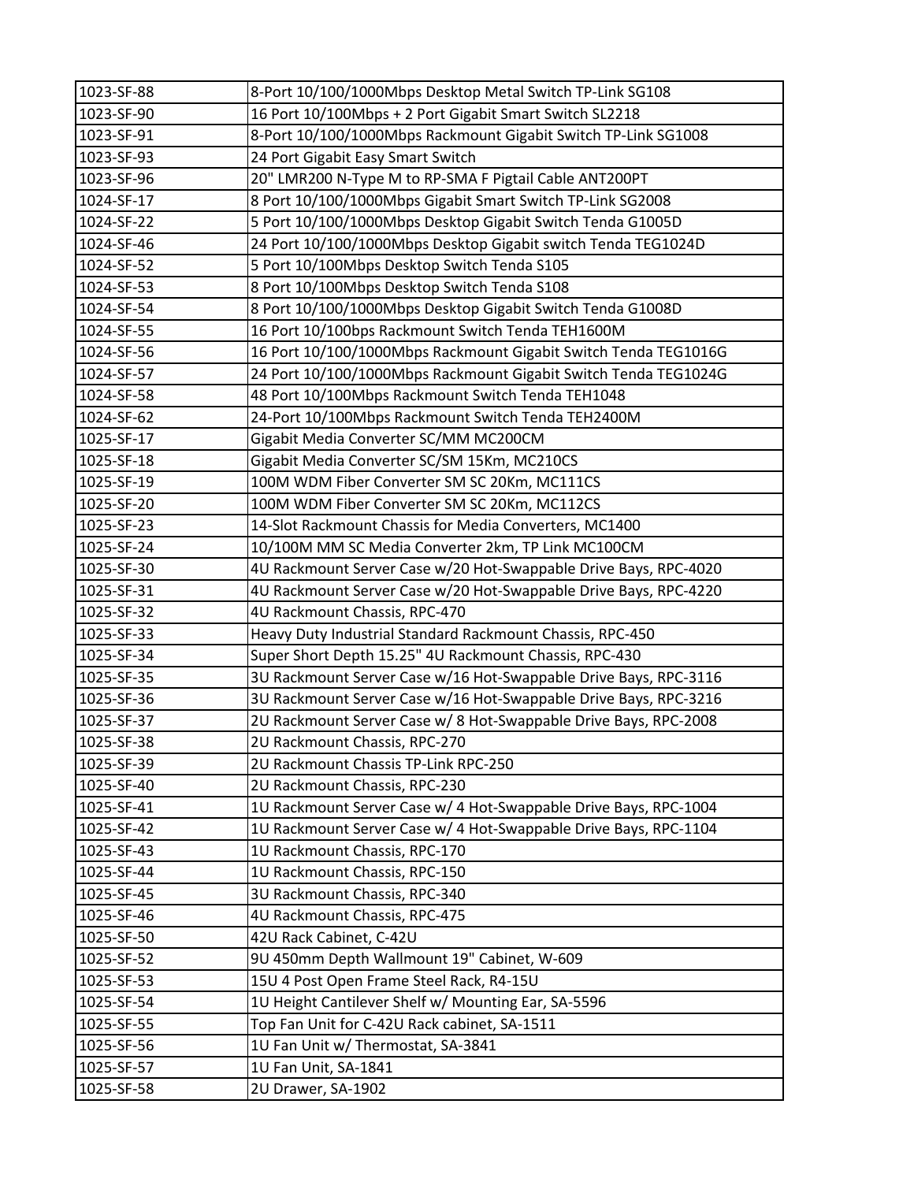| | |
|---|---|
| 1023-SF-88 | 8-Port 10/100/1000Mbps Desktop Metal Switch TP-Link SG108 |
| 1023-SF-90 | 16 Port 10/100Mbps + 2 Port Gigabit Smart Switch SL2218 |
| 1023-SF-91 | 8-Port 10/100/1000Mbps Rackmount Gigabit Switch TP-Link SG1008 |
| 1023-SF-93 | 24 Port Gigabit Easy Smart Switch |
| 1023-SF-96 | 20" LMR200 N-Type M to RP-SMA F Pigtail Cable ANT200PT |
| 1024-SF-17 | 8 Port 10/100/1000Mbps Gigabit Smart Switch TP-Link SG2008 |
| 1024-SF-22 | 5 Port 10/100/1000Mbps Desktop Gigabit Switch Tenda G1005D |
| 1024-SF-46 | 24 Port 10/100/1000Mbps Desktop Gigabit switch Tenda TEG1024D |
| 1024-SF-52 | 5 Port 10/100Mbps Desktop Switch Tenda S105 |
| 1024-SF-53 | 8 Port 10/100Mbps Desktop Switch Tenda S108 |
| 1024-SF-54 | 8 Port 10/100/1000Mbps Desktop Gigabit Switch Tenda G1008D |
| 1024-SF-55 | 16 Port 10/100bps Rackmount Switch Tenda TEH1600M |
| 1024-SF-56 | 16 Port 10/100/1000Mbps Rackmount Gigabit Switch Tenda TEG1016G |
| 1024-SF-57 | 24 Port 10/100/1000Mbps Rackmount Gigabit Switch Tenda TEG1024G |
| 1024-SF-58 | 48 Port 10/100Mbps Rackmount Switch Tenda TEH1048 |
| 1024-SF-62 | 24-Port 10/100Mbps Rackmount Switch Tenda TEH2400M |
| 1025-SF-17 | Gigabit Media Converter SC/MM MC200CM |
| 1025-SF-18 | Gigabit Media Converter SC/SM 15Km, MC210CS |
| 1025-SF-19 | 100M WDM Fiber Converter SM SC 20Km, MC111CS |
| 1025-SF-20 | 100M WDM Fiber Converter SM SC 20Km, MC112CS |
| 1025-SF-23 | 14-Slot Rackmount Chassis for Media Converters, MC1400 |
| 1025-SF-24 | 10/100M MM SC Media Converter 2km, TP Link MC100CM |
| 1025-SF-30 | 4U Rackmount Server Case w/20 Hot-Swappable Drive Bays, RPC-4020 |
| 1025-SF-31 | 4U Rackmount Server Case w/20 Hot-Swappable Drive Bays, RPC-4220 |
| 1025-SF-32 | 4U Rackmount Chassis, RPC-470 |
| 1025-SF-33 | Heavy Duty Industrial Standard Rackmount Chassis, RPC-450 |
| 1025-SF-34 | Super Short Depth 15.25" 4U Rackmount Chassis, RPC-430 |
| 1025-SF-35 | 3U Rackmount Server Case w/16 Hot-Swappable Drive Bays, RPC-3116 |
| 1025-SF-36 | 3U Rackmount Server Case w/16 Hot-Swappable Drive Bays, RPC-3216 |
| 1025-SF-37 | 2U Rackmount Server Case w/ 8 Hot-Swappable Drive Bays, RPC-2008 |
| 1025-SF-38 | 2U Rackmount Chassis, RPC-270 |
| 1025-SF-39 | 2U Rackmount Chassis TP-Link RPC-250 |
| 1025-SF-40 | 2U Rackmount Chassis, RPC-230 |
| 1025-SF-41 | 1U Rackmount Server Case w/ 4 Hot-Swappable Drive Bays, RPC-1004 |
| 1025-SF-42 | 1U Rackmount Server Case w/ 4 Hot-Swappable Drive Bays, RPC-1104 |
| 1025-SF-43 | 1U Rackmount Chassis, RPC-170 |
| 1025-SF-44 | 1U Rackmount Chassis, RPC-150 |
| 1025-SF-45 | 3U Rackmount Chassis, RPC-340 |
| 1025-SF-46 | 4U Rackmount Chassis, RPC-475 |
| 1025-SF-50 | 42U Rack Cabinet, C-42U |
| 1025-SF-52 | 9U 450mm Depth Wallmount 19" Cabinet, W-609 |
| 1025-SF-53 | 15U 4 Post Open Frame Steel Rack, R4-15U |
| 1025-SF-54 | 1U Height Cantilever Shelf w/ Mounting Ear, SA-5596 |
| 1025-SF-55 | Top Fan Unit for C-42U Rack cabinet, SA-1511 |
| 1025-SF-56 | 1U Fan Unit w/ Thermostat, SA-3841 |
| 1025-SF-57 | 1U Fan Unit, SA-1841 |
| 1025-SF-58 | 2U Drawer, SA-1902 |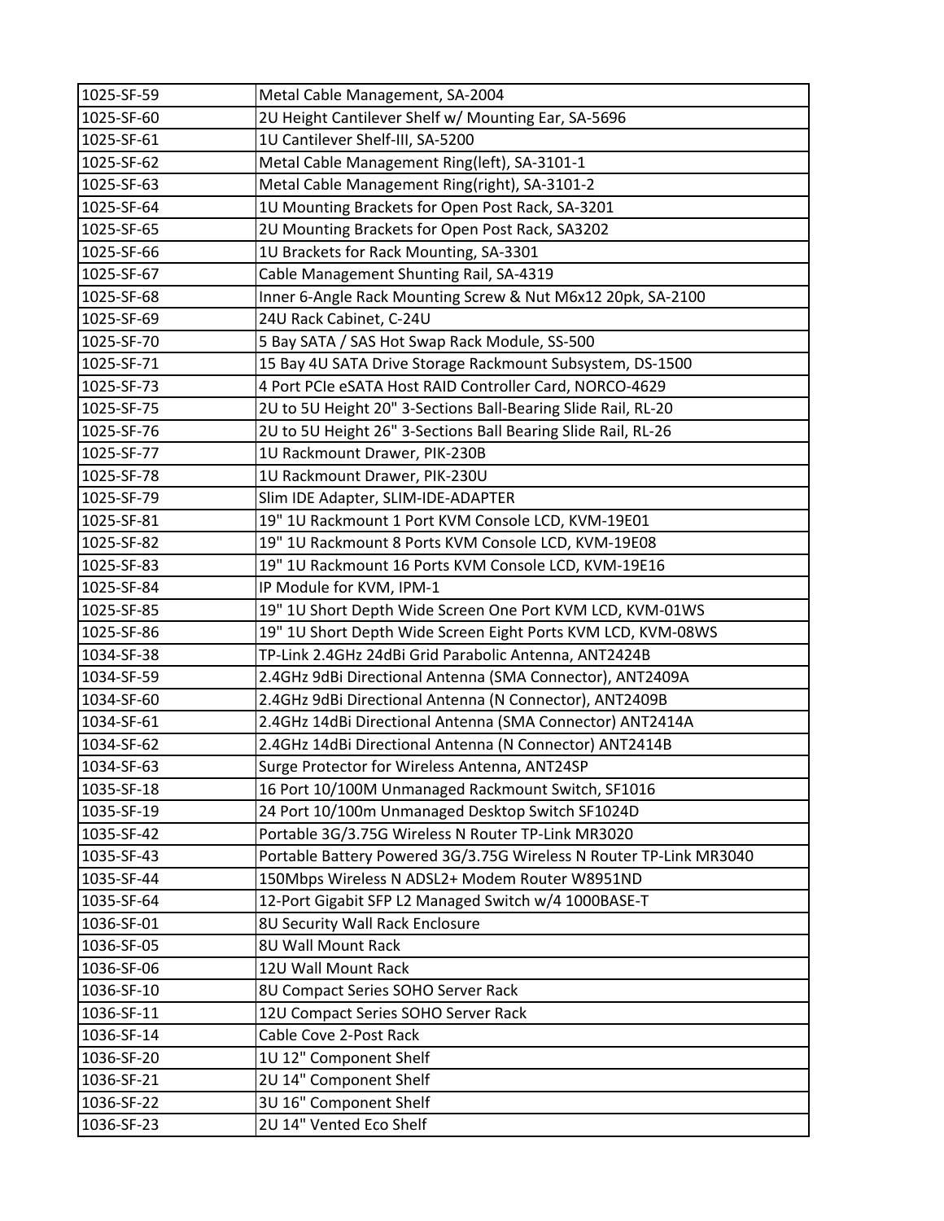| 1025-SF-59 | Metal Cable Management, SA-2004 |
|---|---|
| 1025-SF-60 | 2U Height Cantilever Shelf w/ Mounting Ear, SA-5696 |
| 1025-SF-61 | 1U Cantilever Shelf-III, SA-5200 |
| 1025-SF-62 | Metal Cable Management Ring(left), SA-3101-1 |
| 1025-SF-63 | Metal Cable Management Ring(right), SA-3101-2 |
| 1025-SF-64 | 1U Mounting Brackets for Open Post Rack, SA-3201 |
| 1025-SF-65 | 2U Mounting Brackets for Open Post Rack, SA3202 |
| 1025-SF-66 | 1U Brackets for Rack Mounting, SA-3301 |
| 1025-SF-67 | Cable Management Shunting Rail, SA-4319 |
| 1025-SF-68 | Inner 6-Angle Rack Mounting Screw & Nut M6x12 20pk, SA-2100 |
| 1025-SF-69 | 24U Rack Cabinet, C-24U |
| 1025-SF-70 | 5 Bay SATA / SAS Hot Swap Rack Module, SS-500 |
| 1025-SF-71 | 15 Bay 4U SATA Drive Storage Rackmount Subsystem, DS-1500 |
| 1025-SF-73 | 4 Port PCIe eSATA Host RAID Controller Card, NORCO-4629 |
| 1025-SF-75 | 2U to 5U Height 20" 3-Sections Ball-Bearing Slide Rail, RL-20 |
| 1025-SF-76 | 2U to 5U Height 26" 3-Sections Ball Bearing Slide Rail, RL-26 |
| 1025-SF-77 | 1U Rackmount Drawer, PIK-230B |
| 1025-SF-78 | 1U Rackmount Drawer, PIK-230U |
| 1025-SF-79 | Slim IDE Adapter, SLIM-IDE-ADAPTER |
| 1025-SF-81 | 19" 1U Rackmount 1 Port KVM Console LCD, KVM-19E01 |
| 1025-SF-82 | 19" 1U Rackmount 8 Ports KVM Console LCD, KVM-19E08 |
| 1025-SF-83 | 19" 1U Rackmount 16 Ports KVM Console LCD, KVM-19E16 |
| 1025-SF-84 | IP Module for KVM, IPM-1 |
| 1025-SF-85 | 19" 1U Short Depth Wide Screen One Port KVM LCD, KVM-01WS |
| 1025-SF-86 | 19" 1U Short Depth Wide Screen Eight Ports KVM LCD, KVM-08WS |
| 1034-SF-38 | TP-Link 2.4GHz 24dBi Grid Parabolic Antenna, ANT2424B |
| 1034-SF-59 | 2.4GHz 9dBi Directional Antenna (SMA Connector), ANT2409A |
| 1034-SF-60 | 2.4GHz 9dBi Directional Antenna (N Connector), ANT2409B |
| 1034-SF-61 | 2.4GHz 14dBi Directional Antenna (SMA Connector) ANT2414A |
| 1034-SF-62 | 2.4GHz 14dBi Directional Antenna (N Connector) ANT2414B |
| 1034-SF-63 | Surge Protector for Wireless Antenna, ANT24SP |
| 1035-SF-18 | 16 Port 10/100M Unmanaged Rackmount Switch, SF1016 |
| 1035-SF-19 | 24 Port 10/100m Unmanaged Desktop Switch SF1024D |
| 1035-SF-42 | Portable 3G/3.75G Wireless N Router TP-Link MR3020 |
| 1035-SF-43 | Portable Battery Powered 3G/3.75G Wireless N Router TP-Link MR3040 |
| 1035-SF-44 | 150Mbps Wireless N ADSL2+ Modem Router W8951ND |
| 1035-SF-64 | 12-Port Gigabit SFP L2 Managed Switch w/4 1000BASE-T |
| 1036-SF-01 | 8U Security Wall Rack Enclosure |
| 1036-SF-05 | 8U Wall Mount Rack |
| 1036-SF-06 | 12U Wall Mount Rack |
| 1036-SF-10 | 8U Compact Series SOHO Server Rack |
| 1036-SF-11 | 12U Compact Series SOHO Server Rack |
| 1036-SF-14 | Cable Cove 2-Post Rack |
| 1036-SF-20 | 1U 12" Component Shelf |
| 1036-SF-21 | 2U 14" Component Shelf |
| 1036-SF-22 | 3U 16" Component Shelf |
| 1036-SF-23 | 2U 14" Vented Eco Shelf |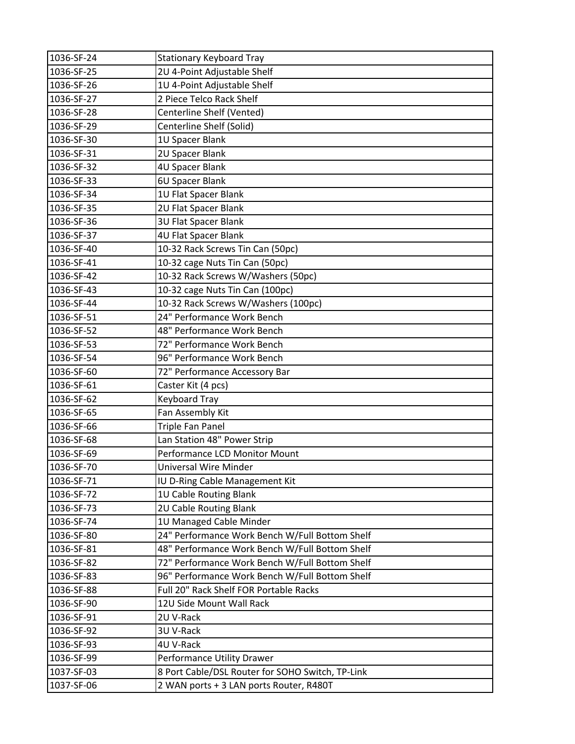| | |
|---|---|
| 1036-SF-24 | Stationary Keyboard Tray |
| 1036-SF-25 | 2U 4-Point Adjustable Shelf |
| 1036-SF-26 | 1U 4-Point Adjustable Shelf |
| 1036-SF-27 | 2 Piece Telco Rack Shelf |
| 1036-SF-28 | Centerline Shelf (Vented) |
| 1036-SF-29 | Centerline Shelf (Solid) |
| 1036-SF-30 | 1U Spacer Blank |
| 1036-SF-31 | 2U Spacer Blank |
| 1036-SF-32 | 4U Spacer Blank |
| 1036-SF-33 | 6U Spacer Blank |
| 1036-SF-34 | 1U Flat Spacer Blank |
| 1036-SF-35 | 2U Flat Spacer Blank |
| 1036-SF-36 | 3U Flat Spacer Blank |
| 1036-SF-37 | 4U Flat Spacer Blank |
| 1036-SF-40 | 10-32 Rack Screws Tin Can (50pc) |
| 1036-SF-41 | 10-32 cage Nuts Tin Can (50pc) |
| 1036-SF-42 | 10-32 Rack Screws W/Washers (50pc) |
| 1036-SF-43 | 10-32 cage Nuts Tin Can (100pc) |
| 1036-SF-44 | 10-32 Rack Screws W/Washers (100pc) |
| 1036-SF-51 | 24" Performance Work Bench |
| 1036-SF-52 | 48" Performance Work Bench |
| 1036-SF-53 | 72" Performance Work Bench |
| 1036-SF-54 | 96" Performance Work Bench |
| 1036-SF-60 | 72" Performance Accessory Bar |
| 1036-SF-61 | Caster Kit (4 pcs) |
| 1036-SF-62 | Keyboard Tray |
| 1036-SF-65 | Fan Assembly Kit |
| 1036-SF-66 | Triple Fan Panel |
| 1036-SF-68 | Lan Station 48" Power Strip |
| 1036-SF-69 | Performance LCD Monitor Mount |
| 1036-SF-70 | Universal Wire Minder |
| 1036-SF-71 | IU D-Ring Cable Management Kit |
| 1036-SF-72 | 1U Cable Routing Blank |
| 1036-SF-73 | 2U Cable Routing Blank |
| 1036-SF-74 | 1U Managed Cable Minder |
| 1036-SF-80 | 24" Performance Work Bench W/Full Bottom Shelf |
| 1036-SF-81 | 48" Performance Work Bench W/Full Bottom Shelf |
| 1036-SF-82 | 72" Performance Work Bench W/Full Bottom Shelf |
| 1036-SF-83 | 96" Performance Work Bench W/Full Bottom Shelf |
| 1036-SF-88 | Full 20" Rack Shelf FOR Portable Racks |
| 1036-SF-90 | 12U Side Mount Wall Rack |
| 1036-SF-91 | 2U V-Rack |
| 1036-SF-92 | 3U V-Rack |
| 1036-SF-93 | 4U V-Rack |
| 1036-SF-99 | Performance Utility Drawer |
| 1037-SF-03 | 8 Port Cable/DSL Router for SOHO Switch, TP-Link |
| 1037-SF-06 | 2 WAN ports + 3 LAN ports Router, R480T |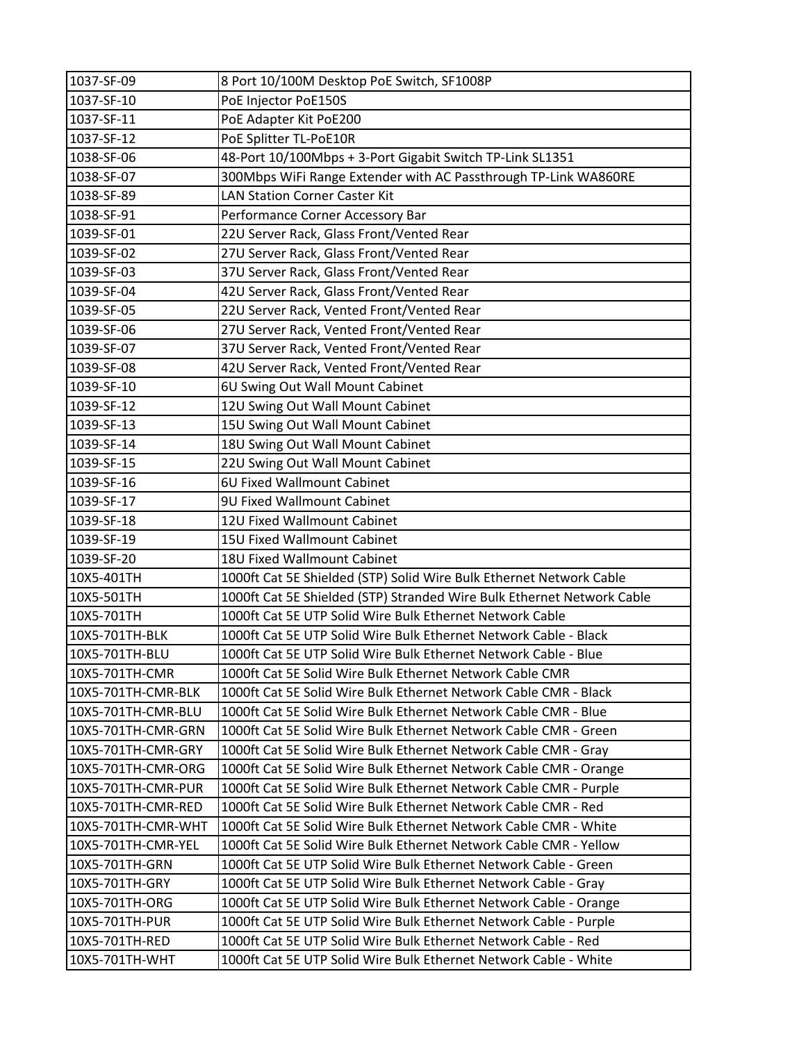| | |
|---|---|
| 1037-SF-09 | 8 Port 10/100M Desktop PoE Switch, SF1008P |
| 1037-SF-10 | PoE Injector PoE150S |
| 1037-SF-11 | PoE Adapter Kit PoE200 |
| 1037-SF-12 | PoE Splitter TL-PoE10R |
| 1038-SF-06 | 48-Port 10/100Mbps + 3-Port Gigabit Switch TP-Link SL1351 |
| 1038-SF-07 | 300Mbps WiFi Range Extender with AC Passthrough TP-Link WA860RE |
| 1038-SF-89 | LAN Station Corner Caster Kit |
| 1038-SF-91 | Performance Corner Accessory Bar |
| 1039-SF-01 | 22U Server Rack, Glass Front/Vented Rear |
| 1039-SF-02 | 27U Server Rack, Glass Front/Vented Rear |
| 1039-SF-03 | 37U Server Rack, Glass Front/Vented Rear |
| 1039-SF-04 | 42U Server Rack, Glass Front/Vented Rear |
| 1039-SF-05 | 22U Server Rack, Vented Front/Vented Rear |
| 1039-SF-06 | 27U Server Rack, Vented Front/Vented Rear |
| 1039-SF-07 | 37U Server Rack, Vented Front/Vented Rear |
| 1039-SF-08 | 42U Server Rack, Vented Front/Vented Rear |
| 1039-SF-10 | 6U Swing Out Wall Mount Cabinet |
| 1039-SF-12 | 12U Swing Out Wall Mount Cabinet |
| 1039-SF-13 | 15U Swing Out Wall Mount Cabinet |
| 1039-SF-14 | 18U Swing Out Wall Mount Cabinet |
| 1039-SF-15 | 22U Swing Out Wall Mount Cabinet |
| 1039-SF-16 | 6U Fixed Wallmount Cabinet |
| 1039-SF-17 | 9U Fixed Wallmount Cabinet |
| 1039-SF-18 | 12U Fixed Wallmount Cabinet |
| 1039-SF-19 | 15U Fixed Wallmount Cabinet |
| 1039-SF-20 | 18U Fixed Wallmount Cabinet |
| 10X5-401TH | 1000ft Cat 5E Shielded (STP) Solid Wire Bulk Ethernet Network Cable |
| 10X5-501TH | 1000ft Cat 5E Shielded (STP) Stranded Wire Bulk Ethernet Network Cable |
| 10X5-701TH | 1000ft Cat 5E UTP Solid Wire Bulk Ethernet Network Cable |
| 10X5-701TH-BLK | 1000ft Cat 5E UTP Solid Wire Bulk Ethernet Network Cable - Black |
| 10X5-701TH-BLU | 1000ft Cat 5E UTP Solid Wire Bulk Ethernet Network Cable - Blue |
| 10X5-701TH-CMR | 1000ft Cat 5E Solid Wire Bulk Ethernet Network Cable CMR |
| 10X5-701TH-CMR-BLK | 1000ft Cat 5E Solid Wire Bulk Ethernet Network Cable CMR - Black |
| 10X5-701TH-CMR-BLU | 1000ft Cat 5E Solid Wire Bulk Ethernet Network Cable CMR - Blue |
| 10X5-701TH-CMR-GRN | 1000ft Cat 5E Solid Wire Bulk Ethernet Network Cable CMR - Green |
| 10X5-701TH-CMR-GRY | 1000ft Cat 5E Solid Wire Bulk Ethernet Network Cable CMR - Gray |
| 10X5-701TH-CMR-ORG | 1000ft Cat 5E Solid Wire Bulk Ethernet Network Cable CMR - Orange |
| 10X5-701TH-CMR-PUR | 1000ft Cat 5E Solid Wire Bulk Ethernet Network Cable CMR - Purple |
| 10X5-701TH-CMR-RED | 1000ft Cat 5E Solid Wire Bulk Ethernet Network Cable CMR - Red |
| 10X5-701TH-CMR-WHT | 1000ft Cat 5E Solid Wire Bulk Ethernet Network Cable CMR - White |
| 10X5-701TH-CMR-YEL | 1000ft Cat 5E Solid Wire Bulk Ethernet Network Cable CMR - Yellow |
| 10X5-701TH-GRN | 1000ft Cat 5E UTP Solid Wire Bulk Ethernet Network Cable - Green |
| 10X5-701TH-GRY | 1000ft Cat 5E UTP Solid Wire Bulk Ethernet Network Cable - Gray |
| 10X5-701TH-ORG | 1000ft Cat 5E UTP Solid Wire Bulk Ethernet Network Cable - Orange |
| 10X5-701TH-PUR | 1000ft Cat 5E UTP Solid Wire Bulk Ethernet Network Cable - Purple |
| 10X5-701TH-RED | 1000ft Cat 5E UTP Solid Wire Bulk Ethernet Network Cable - Red |
| 10X5-701TH-WHT | 1000ft Cat 5E UTP Solid Wire Bulk Ethernet Network Cable - White |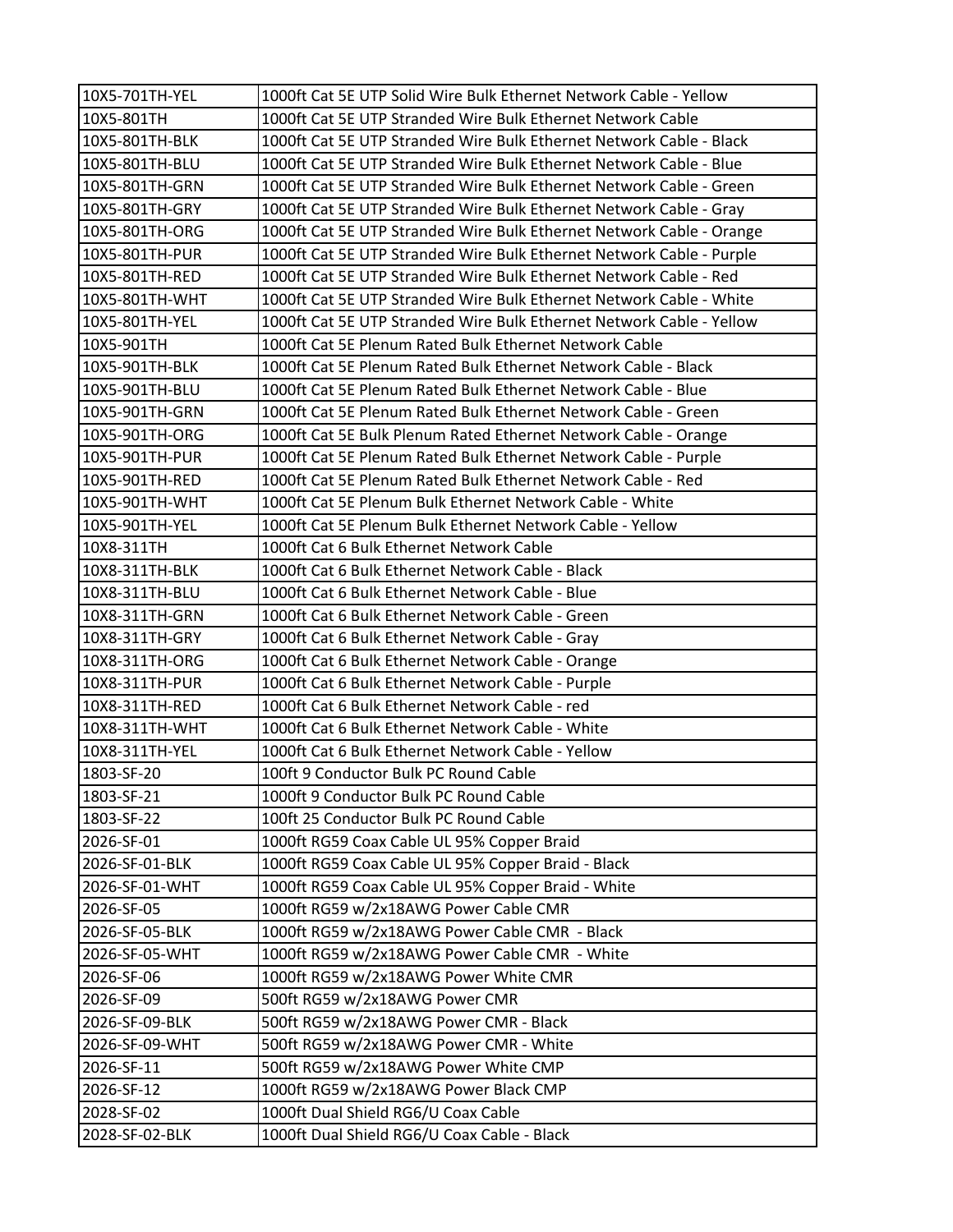| 10X5-701TH-YEL | 1000ft Cat 5E UTP Solid Wire Bulk Ethernet Network Cable - Yellow |
|---|---|
| 10X5-801TH | 1000ft Cat 5E UTP Stranded Wire Bulk Ethernet Network Cable |
| 10X5-801TH-BLK | 1000ft Cat 5E UTP Stranded Wire Bulk Ethernet Network Cable - Black |
| 10X5-801TH-BLU | 1000ft Cat 5E UTP Stranded Wire Bulk Ethernet Network Cable - Blue |
| 10X5-801TH-GRN | 1000ft Cat 5E UTP Stranded Wire Bulk Ethernet Network Cable - Green |
| 10X5-801TH-GRY | 1000ft Cat 5E UTP Stranded Wire Bulk Ethernet Network Cable - Gray |
| 10X5-801TH-ORG | 1000ft Cat 5E UTP Stranded Wire Bulk Ethernet Network Cable - Orange |
| 10X5-801TH-PUR | 1000ft Cat 5E UTP Stranded Wire Bulk Ethernet Network Cable - Purple |
| 10X5-801TH-RED | 1000ft Cat 5E UTP Stranded Wire Bulk Ethernet Network Cable - Red |
| 10X5-801TH-WHT | 1000ft Cat 5E UTP Stranded Wire Bulk Ethernet Network Cable - White |
| 10X5-801TH-YEL | 1000ft Cat 5E UTP Stranded Wire Bulk Ethernet Network Cable - Yellow |
| 10X5-901TH | 1000ft Cat 5E Plenum Rated Bulk Ethernet Network Cable |
| 10X5-901TH-BLK | 1000ft Cat 5E Plenum Rated Bulk Ethernet Network Cable - Black |
| 10X5-901TH-BLU | 1000ft Cat 5E Plenum Rated Bulk Ethernet Network Cable - Blue |
| 10X5-901TH-GRN | 1000ft Cat 5E Plenum Rated Bulk Ethernet Network Cable - Green |
| 10X5-901TH-ORG | 1000ft Cat 5E Bulk Plenum Rated Ethernet Network Cable - Orange |
| 10X5-901TH-PUR | 1000ft Cat 5E Plenum Rated Bulk Ethernet Network Cable - Purple |
| 10X5-901TH-RED | 1000ft Cat 5E Plenum Rated Bulk Ethernet Network Cable - Red |
| 10X5-901TH-WHT | 1000ft Cat 5E Plenum Bulk Ethernet Network Cable - White |
| 10X5-901TH-YEL | 1000ft Cat 5E Plenum Bulk Ethernet Network Cable - Yellow |
| 10X8-311TH | 1000ft Cat 6 Bulk Ethernet Network Cable |
| 10X8-311TH-BLK | 1000ft Cat 6 Bulk Ethernet Network Cable - Black |
| 10X8-311TH-BLU | 1000ft Cat 6 Bulk Ethernet Network Cable - Blue |
| 10X8-311TH-GRN | 1000ft Cat 6 Bulk Ethernet Network Cable - Green |
| 10X8-311TH-GRY | 1000ft Cat 6 Bulk Ethernet Network Cable - Gray |
| 10X8-311TH-ORG | 1000ft Cat 6 Bulk Ethernet Network Cable - Orange |
| 10X8-311TH-PUR | 1000ft Cat 6 Bulk Ethernet Network Cable - Purple |
| 10X8-311TH-RED | 1000ft Cat 6 Bulk Ethernet Network Cable - red |
| 10X8-311TH-WHT | 1000ft Cat 6 Bulk Ethernet Network Cable - White |
| 10X8-311TH-YEL | 1000ft Cat 6 Bulk Ethernet Network Cable - Yellow |
| 1803-SF-20 | 100ft 9 Conductor Bulk PC Round Cable |
| 1803-SF-21 | 1000ft 9 Conductor Bulk PC Round Cable |
| 1803-SF-22 | 100ft 25 Conductor Bulk PC Round Cable |
| 2026-SF-01 | 1000ft RG59 Coax Cable UL 95% Copper Braid |
| 2026-SF-01-BLK | 1000ft RG59 Coax Cable UL 95% Copper Braid - Black |
| 2026-SF-01-WHT | 1000ft RG59 Coax Cable UL 95% Copper Braid - White |
| 2026-SF-05 | 1000ft RG59 w/2x18AWG Power Cable CMR |
| 2026-SF-05-BLK | 1000ft RG59 w/2x18AWG Power Cable CMR - Black |
| 2026-SF-05-WHT | 1000ft RG59 w/2x18AWG Power Cable CMR - White |
| 2026-SF-06 | 1000ft RG59 w/2x18AWG Power White CMR |
| 2026-SF-09 | 500ft RG59 w/2x18AWG Power CMR |
| 2026-SF-09-BLK | 500ft RG59 w/2x18AWG Power CMR - Black |
| 2026-SF-09-WHT | 500ft RG59 w/2x18AWG Power CMR - White |
| 2026-SF-11 | 500ft RG59 w/2x18AWG Power White CMP |
| 2026-SF-12 | 1000ft RG59 w/2x18AWG Power Black CMP |
| 2028-SF-02 | 1000ft Dual Shield RG6/U Coax Cable |
| 2028-SF-02-BLK | 1000ft Dual Shield RG6/U Coax Cable - Black |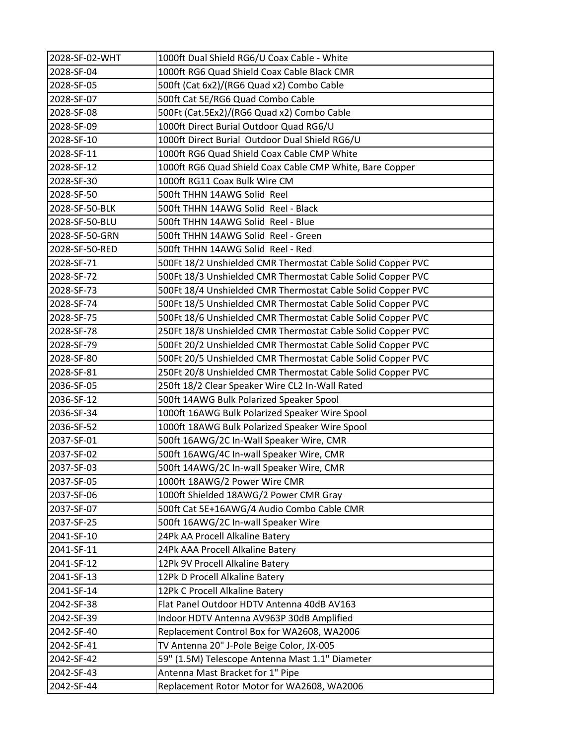| 2028-SF-02-WHT | 1000ft Dual Shield RG6/U Coax Cable - White |
|---|---|
| 2028-SF-04 | 1000ft RG6 Quad Shield Coax Cable Black CMR |
| 2028-SF-05 | 500ft (Cat 6x2)/(RG6 Quad x2) Combo Cable |
| 2028-SF-07 | 500ft Cat 5E/RG6 Quad Combo Cable |
| 2028-SF-08 | 500Ft (Cat.5Ex2)/(RG6 Quad x2) Combo Cable |
| 2028-SF-09 | 1000ft Direct Burial Outdoor Quad RG6/U |
| 2028-SF-10 | 1000ft Direct Burial Outdoor Dual Shield RG6/U |
| 2028-SF-11 | 1000ft RG6 Quad Shield Coax Cable CMP White |
| 2028-SF-12 | 1000ft RG6 Quad Shield Coax Cable CMP White, Bare Copper |
| 2028-SF-30 | 1000ft RG11 Coax Bulk Wire CM |
| 2028-SF-50 | 500ft THHN 14AWG Solid Reel |
| 2028-SF-50-BLK | 500ft THHN 14AWG Solid Reel - Black |
| 2028-SF-50-BLU | 500ft THHN 14AWG Solid Reel - Blue |
| 2028-SF-50-GRN | 500ft THHN 14AWG Solid Reel - Green |
| 2028-SF-50-RED | 500ft THHN 14AWG Solid Reel - Red |
| 2028-SF-71 | 500Ft 18/2 Unshielded CMR Thermostat Cable Solid Copper PVC |
| 2028-SF-72 | 500Ft 18/3 Unshielded CMR Thermostat Cable Solid Copper PVC |
| 2028-SF-73 | 500Ft 18/4 Unshielded CMR Thermostat Cable Solid Copper PVC |
| 2028-SF-74 | 500Ft 18/5 Unshielded CMR Thermostat Cable Solid Copper PVC |
| 2028-SF-75 | 500Ft 18/6 Unshielded CMR Thermostat Cable Solid Copper PVC |
| 2028-SF-78 | 250Ft 18/8 Unshielded CMR Thermostat Cable Solid Copper PVC |
| 2028-SF-79 | 500Ft 20/2 Unshielded CMR Thermostat Cable Solid Copper PVC |
| 2028-SF-80 | 500Ft 20/5 Unshielded CMR Thermostat Cable Solid Copper PVC |
| 2028-SF-81 | 250Ft 20/8 Unshielded CMR Thermostat Cable Solid Copper PVC |
| 2036-SF-05 | 250ft 18/2 Clear Speaker Wire CL2 In-Wall Rated |
| 2036-SF-12 | 500ft 14AWG Bulk Polarized Speaker Spool |
| 2036-SF-34 | 1000ft 16AWG Bulk Polarized Speaker Wire Spool |
| 2036-SF-52 | 1000ft 18AWG Bulk Polarized Speaker Wire Spool |
| 2037-SF-01 | 500ft 16AWG/2C In-Wall Speaker Wire, CMR |
| 2037-SF-02 | 500ft 16AWG/4C In-wall Speaker Wire, CMR |
| 2037-SF-03 | 500ft 14AWG/2C In-wall Speaker Wire, CMR |
| 2037-SF-05 | 1000ft 18AWG/2 Power Wire CMR |
| 2037-SF-06 | 1000ft Shielded 18AWG/2 Power CMR Gray |
| 2037-SF-07 | 500ft Cat 5E+16AWG/4 Audio Combo Cable CMR |
| 2037-SF-25 | 500ft 16AWG/2C In-wall Speaker Wire |
| 2041-SF-10 | 24Pk AA Procell Alkaline Batery |
| 2041-SF-11 | 24Pk AAA Procell Alkaline Batery |
| 2041-SF-12 | 12Pk 9V Procell Alkaline Batery |
| 2041-SF-13 | 12Pk D Procell Alkaline Batery |
| 2041-SF-14 | 12Pk C Procell Alkaline Batery |
| 2042-SF-38 | Flat Panel Outdoor HDTV Antenna 40dB AV163 |
| 2042-SF-39 | Indoor HDTV Antenna AV963P 30dB Amplified |
| 2042-SF-40 | Replacement Control Box for WA2608, WA2006 |
| 2042-SF-41 | TV Antenna 20" J-Pole Beige Color, JX-005 |
| 2042-SF-42 | 59" (1.5M) Telescope Antenna Mast 1.1" Diameter |
| 2042-SF-43 | Antenna Mast Bracket for 1" Pipe |
| 2042-SF-44 | Replacement Rotor Motor for WA2608, WA2006 |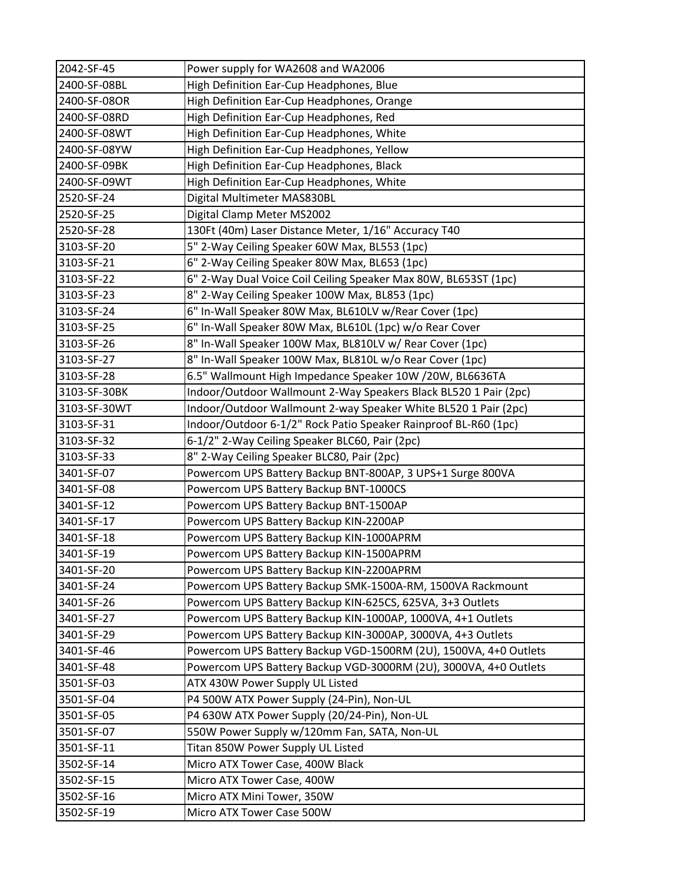| | |
|---|---|
| 2042-SF-45 | Power supply for WA2608 and WA2006 |
| 2400-SF-08BL | High Definition Ear-Cup Headphones, Blue |
| 2400-SF-08OR | High Definition Ear-Cup Headphones, Orange |
| 2400-SF-08RD | High Definition Ear-Cup Headphones, Red |
| 2400-SF-08WT | High Definition Ear-Cup Headphones, White |
| 2400-SF-08YW | High Definition Ear-Cup Headphones, Yellow |
| 2400-SF-09BK | High Definition Ear-Cup Headphones, Black |
| 2400-SF-09WT | High Definition Ear-Cup Headphones, White |
| 2520-SF-24 | Digital Multimeter MAS830BL |
| 2520-SF-25 | Digital Clamp Meter MS2002 |
| 2520-SF-28 | 130Ft (40m) Laser Distance Meter, 1/16" Accuracy T40 |
| 3103-SF-20 | 5" 2-Way Ceiling Speaker 60W Max, BL553 (1pc) |
| 3103-SF-21 | 6" 2-Way Ceiling Speaker 80W Max, BL653 (1pc) |
| 3103-SF-22 | 6" 2-Way Dual Voice Coil Ceiling Speaker Max 80W, BL653ST (1pc) |
| 3103-SF-23 | 8" 2-Way Ceiling Speaker 100W Max, BL853 (1pc) |
| 3103-SF-24 | 6" In-Wall Speaker 80W Max, BL610LV w/Rear Cover (1pc) |
| 3103-SF-25 | 6" In-Wall Speaker 80W Max, BL610L (1pc) w/o Rear Cover |
| 3103-SF-26 | 8" In-Wall Speaker 100W Max, BL810LV w/ Rear Cover (1pc) |
| 3103-SF-27 | 8" In-Wall Speaker 100W Max, BL810L w/o Rear Cover (1pc) |
| 3103-SF-28 | 6.5" Wallmount High Impedance Speaker 10W /20W, BL6636TA |
| 3103-SF-30BK | Indoor/Outdoor Wallmount 2-Way Speakers Black BL520 1 Pair (2pc) |
| 3103-SF-30WT | Indoor/Outdoor Wallmount 2-way Speaker White BL520 1 Pair (2pc) |
| 3103-SF-31 | Indoor/Outdoor 6-1/2" Rock Patio Speaker Rainproof BL-R60 (1pc) |
| 3103-SF-32 | 6-1/2" 2-Way Ceiling Speaker BLC60, Pair (2pc) |
| 3103-SF-33 | 8" 2-Way Ceiling Speaker BLC80, Pair (2pc) |
| 3401-SF-07 | Powercom UPS Battery Backup BNT-800AP, 3 UPS+1 Surge 800VA |
| 3401-SF-08 | Powercom UPS Battery Backup BNT-1000CS |
| 3401-SF-12 | Powercom UPS Battery Backup BNT-1500AP |
| 3401-SF-17 | Powercom UPS Battery Backup KIN-2200AP |
| 3401-SF-18 | Powercom UPS Battery Backup KIN-1000APRM |
| 3401-SF-19 | Powercom UPS Battery Backup KIN-1500APRM |
| 3401-SF-20 | Powercom UPS Battery Backup KIN-2200APRM |
| 3401-SF-24 | Powercom UPS Battery Backup SMK-1500A-RM, 1500VA Rackmount |
| 3401-SF-26 | Powercom UPS Battery Backup KIN-625CS, 625VA, 3+3 Outlets |
| 3401-SF-27 | Powercom UPS Battery Backup KIN-1000AP, 1000VA, 4+1 Outlets |
| 3401-SF-29 | Powercom UPS Battery Backup KIN-3000AP, 3000VA, 4+3 Outlets |
| 3401-SF-46 | Powercom UPS Battery Backup VGD-1500RM (2U), 1500VA, 4+0 Outlets |
| 3401-SF-48 | Powercom UPS Battery Backup VGD-3000RM (2U), 3000VA, 4+0 Outlets |
| 3501-SF-03 | ATX 430W Power Supply UL Listed |
| 3501-SF-04 | P4 500W ATX Power Supply (24-Pin), Non-UL |
| 3501-SF-05 | P4 630W ATX Power Supply (20/24-Pin), Non-UL |
| 3501-SF-07 | 550W Power Supply w/120mm Fan, SATA, Non-UL |
| 3501-SF-11 | Titan 850W Power Supply UL Listed |
| 3502-SF-14 | Micro ATX Tower Case, 400W Black |
| 3502-SF-15 | Micro ATX Tower Case, 400W |
| 3502-SF-16 | Micro ATX Mini Tower, 350W |
| 3502-SF-19 | Micro ATX Tower Case 500W |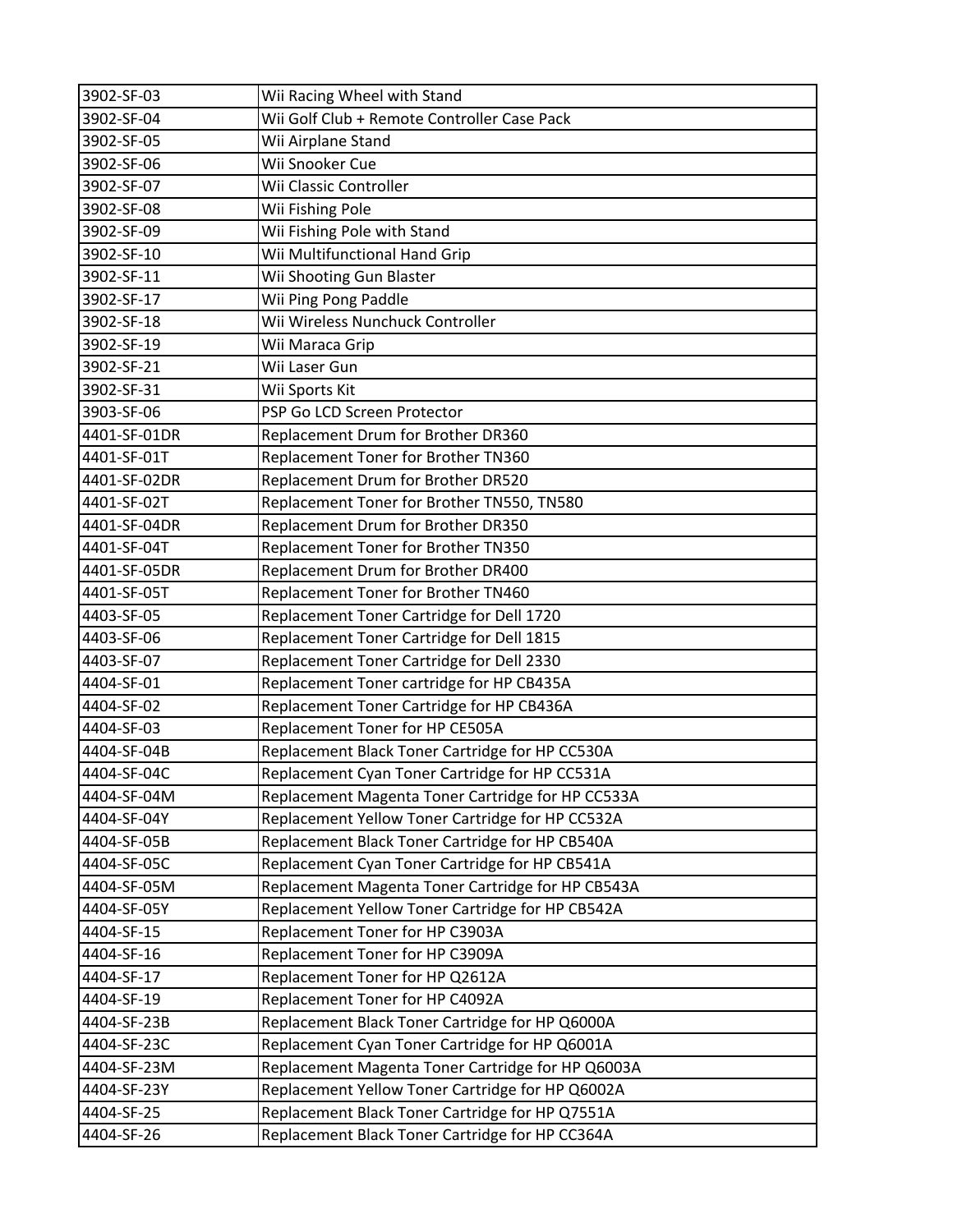| 3902-SF-03 | Wii Racing Wheel with Stand |
|---|---|
| 3902-SF-04 | Wii Golf Club + Remote Controller Case Pack |
| 3902-SF-05 | Wii Airplane Stand |
| 3902-SF-06 | Wii Snooker Cue |
| 3902-SF-07 | Wii Classic Controller |
| 3902-SF-08 | Wii Fishing Pole |
| 3902-SF-09 | Wii Fishing Pole with Stand |
| 3902-SF-10 | Wii Multifunctional Hand Grip |
| 3902-SF-11 | Wii Shooting Gun Blaster |
| 3902-SF-17 | Wii Ping Pong Paddle |
| 3902-SF-18 | Wii Wireless Nunchuck Controller |
| 3902-SF-19 | Wii Maraca Grip |
| 3902-SF-21 | Wii Laser Gun |
| 3902-SF-31 | Wii Sports Kit |
| 3903-SF-06 | PSP Go LCD Screen Protector |
| 4401-SF-01DR | Replacement Drum for Brother DR360 |
| 4401-SF-01T | Replacement Toner for Brother TN360 |
| 4401-SF-02DR | Replacement Drum for Brother DR520 |
| 4401-SF-02T | Replacement Toner for Brother TN550, TN580 |
| 4401-SF-04DR | Replacement Drum for Brother DR350 |
| 4401-SF-04T | Replacement Toner for Brother TN350 |
| 4401-SF-05DR | Replacement Drum for Brother DR400 |
| 4401-SF-05T | Replacement Toner for Brother TN460 |
| 4403-SF-05 | Replacement Toner Cartridge for Dell 1720 |
| 4403-SF-06 | Replacement Toner Cartridge for Dell 1815 |
| 4403-SF-07 | Replacement Toner Cartridge for Dell 2330 |
| 4404-SF-01 | Replacement Toner cartridge for HP CB435A |
| 4404-SF-02 | Replacement Toner Cartridge for HP CB436A |
| 4404-SF-03 | Replacement Toner for HP CE505A |
| 4404-SF-04B | Replacement Black Toner Cartridge for HP CC530A |
| 4404-SF-04C | Replacement Cyan Toner Cartridge for HP CC531A |
| 4404-SF-04M | Replacement Magenta Toner Cartridge for HP CC533A |
| 4404-SF-04Y | Replacement Yellow Toner Cartridge for HP CC532A |
| 4404-SF-05B | Replacement Black Toner Cartridge for HP CB540A |
| 4404-SF-05C | Replacement Cyan Toner Cartridge for HP CB541A |
| 4404-SF-05M | Replacement Magenta Toner Cartridge for HP CB543A |
| 4404-SF-05Y | Replacement Yellow Toner Cartridge for HP CB542A |
| 4404-SF-15 | Replacement Toner for HP C3903A |
| 4404-SF-16 | Replacement Toner for HP C3909A |
| 4404-SF-17 | Replacement Toner for HP Q2612A |
| 4404-SF-19 | Replacement Toner for HP C4092A |
| 4404-SF-23B | Replacement Black Toner Cartridge for HP Q6000A |
| 4404-SF-23C | Replacement Cyan Toner Cartridge for HP Q6001A |
| 4404-SF-23M | Replacement Magenta Toner Cartridge for HP Q6003A |
| 4404-SF-23Y | Replacement Yellow Toner Cartridge for HP Q6002A |
| 4404-SF-25 | Replacement Black Toner Cartridge for HP Q7551A |
| 4404-SF-26 | Replacement Black Toner Cartridge for HP CC364A |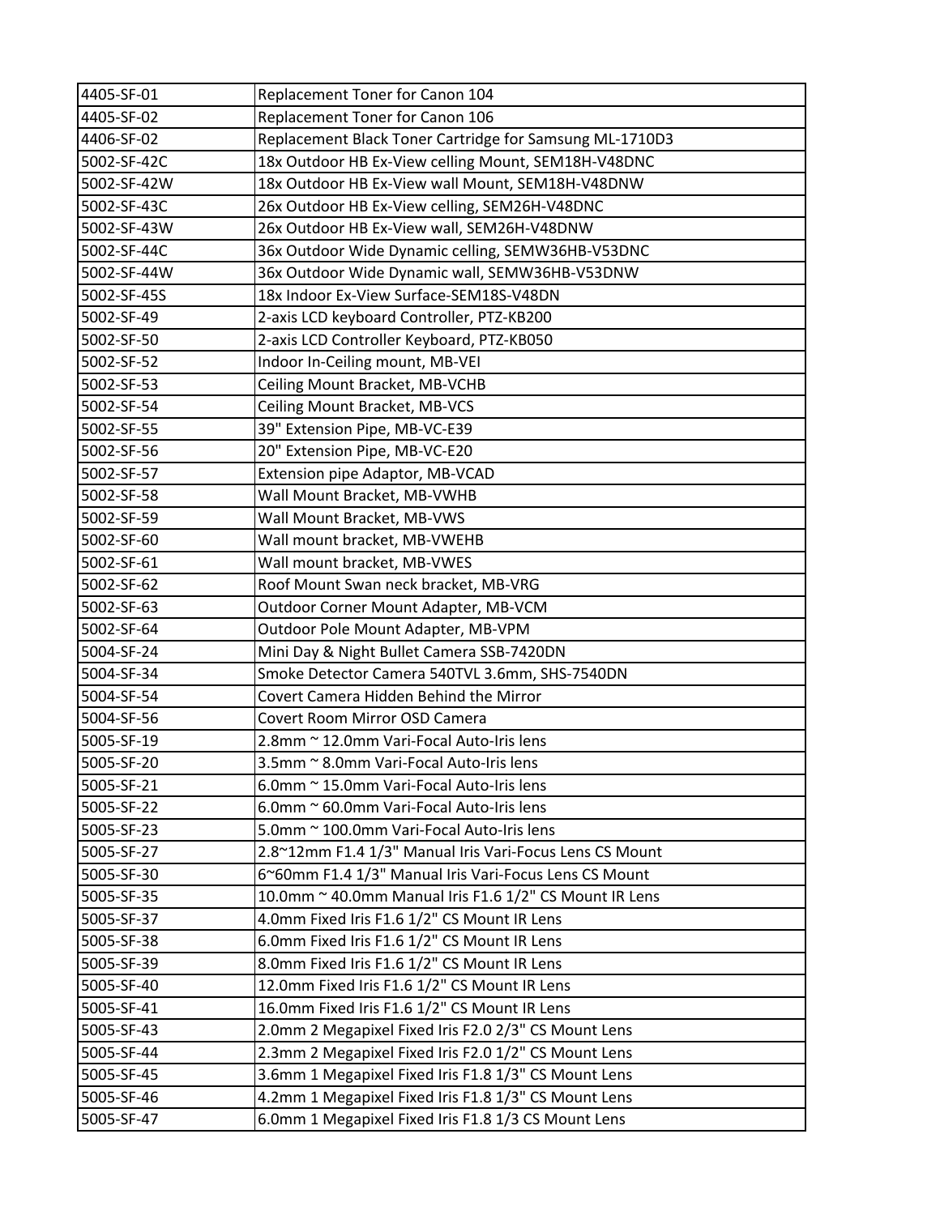| | |
|---|---|
| 4405-SF-01 | Replacement Toner for Canon 104 |
| 4405-SF-02 | Replacement Toner for Canon 106 |
| 4406-SF-02 | Replacement Black Toner Cartridge for Samsung ML-1710D3 |
| 5002-SF-42C | 18x Outdoor HB Ex-View celling Mount, SEM18H-V48DNC |
| 5002-SF-42W | 18x Outdoor HB Ex-View wall Mount, SEM18H-V48DNW |
| 5002-SF-43C | 26x Outdoor HB Ex-View celling, SEM26H-V48DNC |
| 5002-SF-43W | 26x Outdoor HB Ex-View wall, SEM26H-V48DNW |
| 5002-SF-44C | 36x Outdoor Wide Dynamic celling, SEMW36HB-V53DNC |
| 5002-SF-44W | 36x Outdoor Wide Dynamic wall, SEMW36HB-V53DNW |
| 5002-SF-45S | 18x Indoor Ex-View Surface-SEM18S-V48DN |
| 5002-SF-49 | 2-axis LCD keyboard Controller, PTZ-KB200 |
| 5002-SF-50 | 2-axis LCD Controller Keyboard, PTZ-KB050 |
| 5002-SF-52 | Indoor In-Ceiling mount, MB-VEI |
| 5002-SF-53 | Ceiling Mount Bracket, MB-VCHB |
| 5002-SF-54 | Ceiling Mount Bracket, MB-VCS |
| 5002-SF-55 | 39" Extension Pipe, MB-VC-E39 |
| 5002-SF-56 | 20" Extension Pipe, MB-VC-E20 |
| 5002-SF-57 | Extension pipe Adaptor, MB-VCAD |
| 5002-SF-58 | Wall Mount Bracket, MB-VWHB |
| 5002-SF-59 | Wall Mount Bracket, MB-VWS |
| 5002-SF-60 | Wall mount bracket, MB-VWEHB |
| 5002-SF-61 | Wall mount bracket, MB-VWES |
| 5002-SF-62 | Roof Mount Swan neck bracket, MB-VRG |
| 5002-SF-63 | Outdoor Corner Mount Adapter, MB-VCM |
| 5002-SF-64 | Outdoor Pole Mount Adapter, MB-VPM |
| 5004-SF-24 | Mini Day & Night Bullet Camera SSB-7420DN |
| 5004-SF-34 | Smoke Detector Camera 540TVL 3.6mm, SHS-7540DN |
| 5004-SF-54 | Covert Camera Hidden Behind the Mirror |
| 5004-SF-56 | Covert Room Mirror OSD Camera |
| 5005-SF-19 | 2.8mm ~ 12.0mm Vari-Focal Auto-Iris lens |
| 5005-SF-20 | 3.5mm ~ 8.0mm Vari-Focal Auto-Iris lens |
| 5005-SF-21 | 6.0mm ~ 15.0mm Vari-Focal Auto-Iris lens |
| 5005-SF-22 | 6.0mm ~ 60.0mm Vari-Focal Auto-Iris lens |
| 5005-SF-23 | 5.0mm ~ 100.0mm Vari-Focal Auto-Iris lens |
| 5005-SF-27 | 2.8~12mm F1.4 1/3" Manual Iris Vari-Focus Lens CS Mount |
| 5005-SF-30 | 6~60mm F1.4 1/3" Manual Iris Vari-Focus Lens CS Mount |
| 5005-SF-35 | 10.0mm ~ 40.0mm Manual Iris F1.6 1/2" CS Mount IR Lens |
| 5005-SF-37 | 4.0mm Fixed Iris F1.6 1/2" CS Mount IR Lens |
| 5005-SF-38 | 6.0mm Fixed Iris F1.6 1/2" CS Mount IR Lens |
| 5005-SF-39 | 8.0mm Fixed Iris F1.6 1/2" CS Mount IR Lens |
| 5005-SF-40 | 12.0mm Fixed Iris F1.6 1/2" CS Mount IR Lens |
| 5005-SF-41 | 16.0mm Fixed Iris F1.6 1/2" CS Mount IR Lens |
| 5005-SF-43 | 2.0mm 2 Megapixel Fixed Iris F2.0 2/3" CS Mount Lens |
| 5005-SF-44 | 2.3mm 2 Megapixel Fixed Iris F2.0 1/2" CS Mount Lens |
| 5005-SF-45 | 3.6mm 1 Megapixel Fixed Iris F1.8 1/3" CS Mount Lens |
| 5005-SF-46 | 4.2mm 1 Megapixel Fixed Iris F1.8 1/3" CS Mount Lens |
| 5005-SF-47 | 6.0mm 1 Megapixel Fixed Iris F1.8 1/3 CS Mount Lens |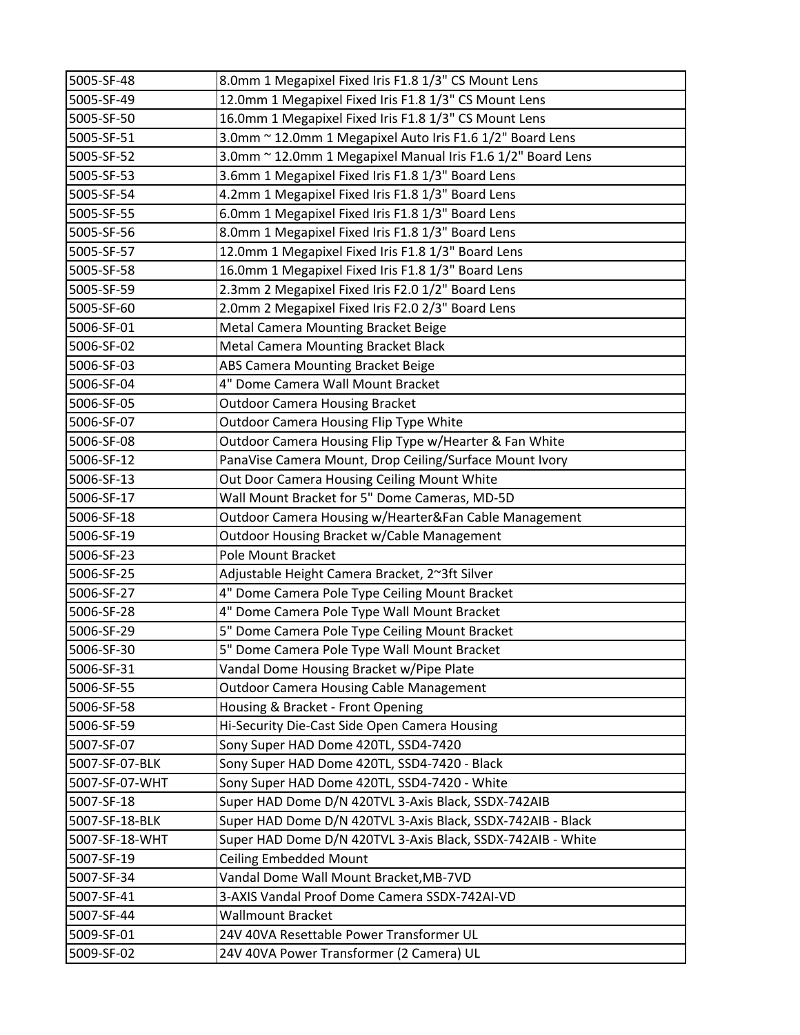| 5005-SF-48 | 8.0mm 1 Megapixel Fixed Iris F1.8 1/3" CS Mount Lens |
|---|---|
| 5005-SF-49 | 12.0mm 1 Megapixel Fixed Iris F1.8 1/3" CS Mount Lens |
| 5005-SF-50 | 16.0mm 1 Megapixel Fixed Iris F1.8 1/3" CS Mount Lens |
| 5005-SF-51 | 3.0mm ~ 12.0mm 1 Megapixel Auto Iris F1.6 1/2" Board Lens |
| 5005-SF-52 | 3.0mm ~ 12.0mm 1 Megapixel Manual Iris F1.6 1/2" Board Lens |
| 5005-SF-53 | 3.6mm 1 Megapixel Fixed Iris F1.8 1/3" Board Lens |
| 5005-SF-54 | 4.2mm 1 Megapixel Fixed Iris F1.8 1/3" Board Lens |
| 5005-SF-55 | 6.0mm 1 Megapixel Fixed Iris F1.8 1/3" Board Lens |
| 5005-SF-56 | 8.0mm 1 Megapixel Fixed Iris F1.8 1/3" Board Lens |
| 5005-SF-57 | 12.0mm 1 Megapixel Fixed Iris F1.8 1/3" Board Lens |
| 5005-SF-58 | 16.0mm 1 Megapixel Fixed Iris F1.8 1/3" Board Lens |
| 5005-SF-59 | 2.3mm 2 Megapixel Fixed Iris F2.0 1/2" Board Lens |
| 5005-SF-60 | 2.0mm 2 Megapixel Fixed Iris F2.0 2/3" Board Lens |
| 5006-SF-01 | Metal Camera Mounting Bracket Beige |
| 5006-SF-02 | Metal Camera Mounting Bracket Black |
| 5006-SF-03 | ABS Camera Mounting Bracket Beige |
| 5006-SF-04 | 4" Dome Camera Wall Mount Bracket |
| 5006-SF-05 | Outdoor Camera Housing Bracket |
| 5006-SF-07 | Outdoor Camera Housing Flip Type White |
| 5006-SF-08 | Outdoor Camera Housing Flip Type w/Hearter & Fan White |
| 5006-SF-12 | PanaVise Camera Mount, Drop Ceiling/Surface Mount Ivory |
| 5006-SF-13 | Out Door Camera Housing Ceiling Mount White |
| 5006-SF-17 | Wall Mount Bracket for 5" Dome Cameras, MD-5D |
| 5006-SF-18 | Outdoor Camera Housing w/Hearter&Fan Cable Management |
| 5006-SF-19 | Outdoor Housing Bracket w/Cable Management |
| 5006-SF-23 | Pole Mount Bracket |
| 5006-SF-25 | Adjustable Height Camera Bracket, 2~3ft Silver |
| 5006-SF-27 | 4" Dome Camera Pole Type Ceiling Mount Bracket |
| 5006-SF-28 | 4" Dome Camera Pole Type Wall Mount Bracket |
| 5006-SF-29 | 5" Dome Camera Pole Type Ceiling Mount Bracket |
| 5006-SF-30 | 5" Dome Camera Pole Type Wall Mount Bracket |
| 5006-SF-31 | Vandal Dome Housing Bracket w/Pipe Plate |
| 5006-SF-55 | Outdoor Camera Housing Cable Management |
| 5006-SF-58 | Housing & Bracket - Front Opening |
| 5006-SF-59 | Hi-Security Die-Cast Side Open Camera Housing |
| 5007-SF-07 | Sony Super HAD Dome 420TL, SSD4-7420 |
| 5007-SF-07-BLK | Sony Super HAD Dome 420TL, SSD4-7420 - Black |
| 5007-SF-07-WHT | Sony Super HAD Dome 420TL, SSD4-7420 - White |
| 5007-SF-18 | Super HAD Dome D/N 420TVL 3-Axis Black, SSDX-742AIB |
| 5007-SF-18-BLK | Super HAD Dome D/N 420TVL 3-Axis Black, SSDX-742AIB - Black |
| 5007-SF-18-WHT | Super HAD Dome D/N 420TVL 3-Axis Black, SSDX-742AIB - White |
| 5007-SF-19 | Ceiling Embedded Mount |
| 5007-SF-34 | Vandal Dome Wall Mount Bracket,MB-7VD |
| 5007-SF-41 | 3-AXIS Vandal Proof Dome Camera SSDX-742AI-VD |
| 5007-SF-44 | Wallmount Bracket |
| 5009-SF-01 | 24V 40VA Resettable Power Transformer UL |
| 5009-SF-02 | 24V 40VA Power Transformer (2 Camera) UL |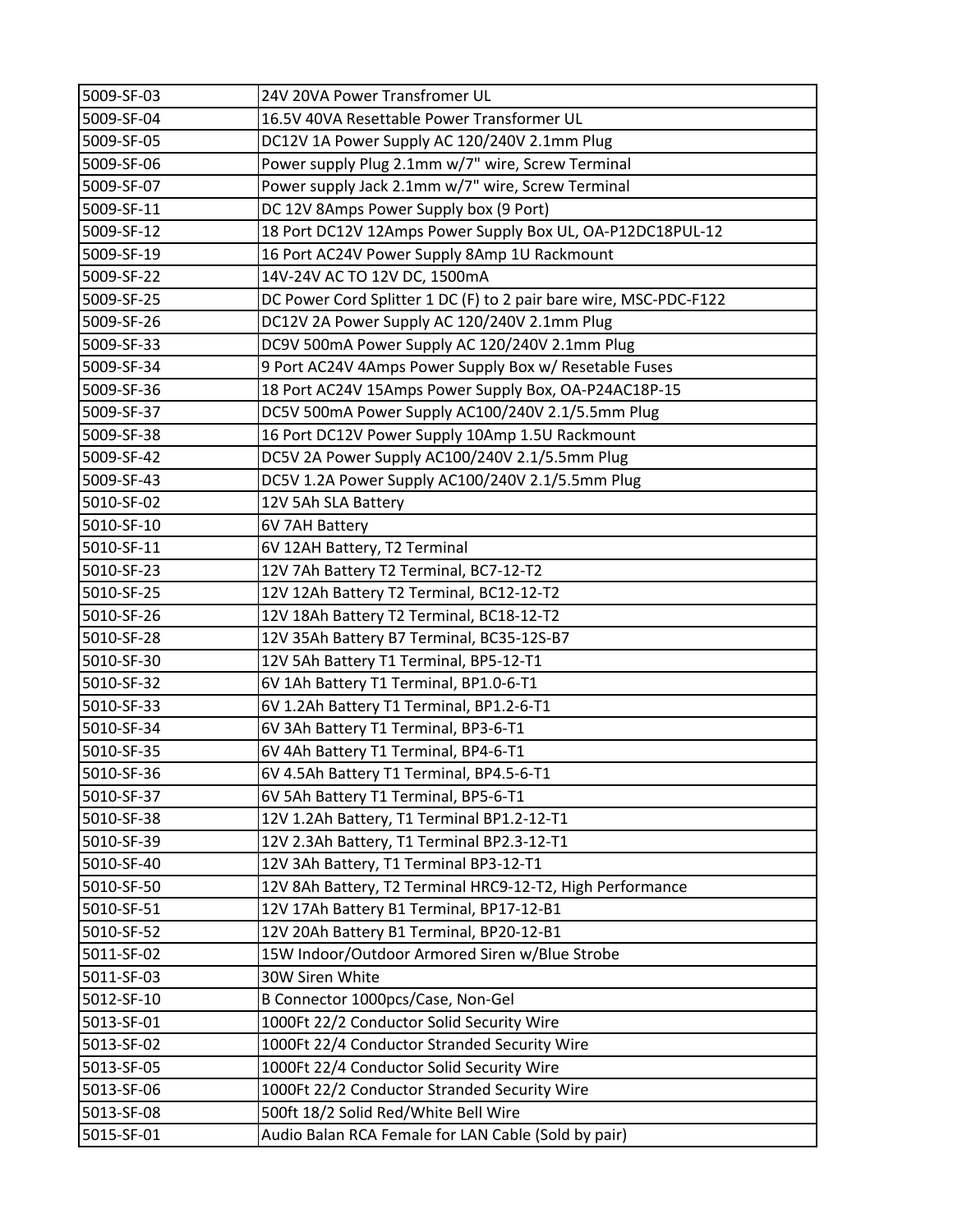| 5009-SF-03 | 24V 20VA Power Transfromer UL |
|---|---|
| 5009-SF-04 | 16.5V 40VA Resettable Power Transformer UL |
| 5009-SF-05 | DC12V 1A Power Supply AC 120/240V 2.1mm Plug |
| 5009-SF-06 | Power supply Plug 2.1mm w/7" wire, Screw Terminal |
| 5009-SF-07 | Power supply Jack 2.1mm w/7" wire, Screw Terminal |
| 5009-SF-11 | DC 12V 8Amps Power Supply box (9 Port) |
| 5009-SF-12 | 18 Port DC12V 12Amps Power Supply Box UL, OA-P12DC18PUL-12 |
| 5009-SF-19 | 16 Port AC24V Power Supply 8Amp 1U Rackmount |
| 5009-SF-22 | 14V-24V AC TO 12V DC, 1500mA |
| 5009-SF-25 | DC Power Cord Splitter 1 DC (F) to 2 pair bare wire, MSC-PDC-F122 |
| 5009-SF-26 | DC12V 2A Power Supply AC 120/240V 2.1mm Plug |
| 5009-SF-33 | DC9V 500mA Power Supply AC 120/240V 2.1mm Plug |
| 5009-SF-34 | 9 Port AC24V 4Amps Power Supply Box w/ Resetable Fuses |
| 5009-SF-36 | 18 Port AC24V 15Amps Power Supply Box, OA-P24AC18P-15 |
| 5009-SF-37 | DC5V 500mA Power Supply AC100/240V 2.1/5.5mm Plug |
| 5009-SF-38 | 16 Port DC12V Power Supply 10Amp 1.5U Rackmount |
| 5009-SF-42 | DC5V 2A Power Supply AC100/240V 2.1/5.5mm Plug |
| 5009-SF-43 | DC5V 1.2A Power Supply AC100/240V 2.1/5.5mm Plug |
| 5010-SF-02 | 12V 5Ah SLA Battery |
| 5010-SF-10 | 6V 7AH Battery |
| 5010-SF-11 | 6V 12AH Battery, T2 Terminal |
| 5010-SF-23 | 12V 7Ah Battery T2 Terminal, BC7-12-T2 |
| 5010-SF-25 | 12V 12Ah Battery T2 Terminal, BC12-12-T2 |
| 5010-SF-26 | 12V 18Ah Battery T2 Terminal, BC18-12-T2 |
| 5010-SF-28 | 12V 35Ah Battery B7 Terminal, BC35-12S-B7 |
| 5010-SF-30 | 12V 5Ah Battery T1 Terminal, BP5-12-T1 |
| 5010-SF-32 | 6V 1Ah Battery T1 Terminal, BP1.0-6-T1 |
| 5010-SF-33 | 6V 1.2Ah Battery T1 Terminal, BP1.2-6-T1 |
| 5010-SF-34 | 6V 3Ah Battery T1 Terminal, BP3-6-T1 |
| 5010-SF-35 | 6V 4Ah Battery T1 Terminal, BP4-6-T1 |
| 5010-SF-36 | 6V 4.5Ah Battery T1 Terminal, BP4.5-6-T1 |
| 5010-SF-37 | 6V 5Ah Battery T1 Terminal, BP5-6-T1 |
| 5010-SF-38 | 12V 1.2Ah Battery, T1 Terminal BP1.2-12-T1 |
| 5010-SF-39 | 12V 2.3Ah Battery, T1 Terminal BP2.3-12-T1 |
| 5010-SF-40 | 12V 3Ah Battery, T1 Terminal BP3-12-T1 |
| 5010-SF-50 | 12V 8Ah Battery, T2 Terminal HRC9-12-T2, High Performance |
| 5010-SF-51 | 12V 17Ah Battery B1 Terminal, BP17-12-B1 |
| 5010-SF-52 | 12V 20Ah Battery B1 Terminal, BP20-12-B1 |
| 5011-SF-02 | 15W Indoor/Outdoor Armored Siren w/Blue Strobe |
| 5011-SF-03 | 30W Siren White |
| 5012-SF-10 | B Connector 1000pcs/Case, Non-Gel |
| 5013-SF-01 | 1000Ft 22/2 Conductor Solid Security Wire |
| 5013-SF-02 | 1000Ft 22/4 Conductor Stranded Security Wire |
| 5013-SF-05 | 1000Ft 22/4 Conductor Solid Security Wire |
| 5013-SF-06 | 1000Ft 22/2 Conductor Stranded Security Wire |
| 5013-SF-08 | 500ft 18/2 Solid Red/White Bell Wire |
| 5015-SF-01 | Audio Balan RCA Female for LAN Cable (Sold by pair) |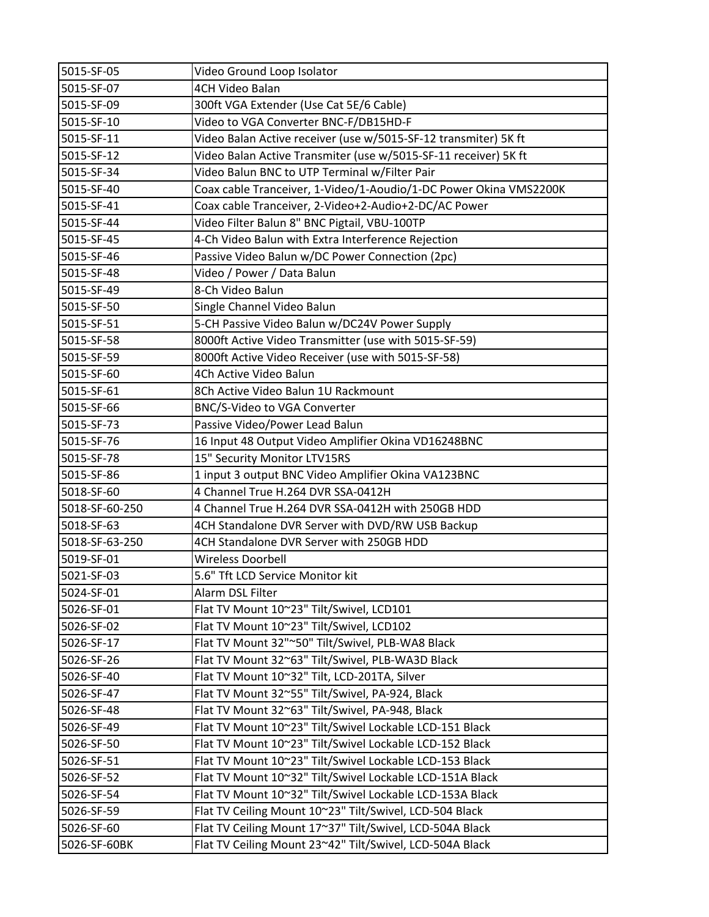| 5015-SF-05 | Video Ground Loop Isolator |
|---|---|
| 5015-SF-07 | 4CH Video Balan |
| 5015-SF-09 | 300ft VGA Extender (Use Cat 5E/6 Cable) |
| 5015-SF-10 | Video to VGA Converter BNC-F/DB15HD-F |
| 5015-SF-11 | Video Balan Active receiver (use w/5015-SF-12 transmiter) 5K ft |
| 5015-SF-12 | Video Balan Active Transmiter (use w/5015-SF-11 receiver) 5K ft |
| 5015-SF-34 | Video Balun BNC to UTP Terminal w/Filter Pair |
| 5015-SF-40 | Coax cable Tranceiver, 1-Video/1-Aoudio/1-DC Power Okina VMS2200K |
| 5015-SF-41 | Coax cable Tranceiver, 2-Video+2-Audio+2-DC/AC Power |
| 5015-SF-44 | Video Filter Balun 8" BNC Pigtail, VBU-100TP |
| 5015-SF-45 | 4-Ch Video Balun with Extra Interference Rejection |
| 5015-SF-46 | Passive Video Balun w/DC Power Connection (2pc) |
| 5015-SF-48 | Video / Power / Data Balun |
| 5015-SF-49 | 8-Ch Video Balun |
| 5015-SF-50 | Single Channel Video Balun |
| 5015-SF-51 | 5-CH Passive Video Balun w/DC24V Power Supply |
| 5015-SF-58 | 8000ft Active Video Transmitter (use with 5015-SF-59) |
| 5015-SF-59 | 8000ft Active Video Receiver (use with 5015-SF-58) |
| 5015-SF-60 | 4Ch Active Video Balun |
| 5015-SF-61 | 8Ch Active Video Balun 1U Rackmount |
| 5015-SF-66 | BNC/S-Video to VGA Converter |
| 5015-SF-73 | Passive Video/Power Lead Balun |
| 5015-SF-76 | 16 Input 48 Output Video Amplifier Okina VD16248BNC |
| 5015-SF-78 | 15" Security Monitor LTV15RS |
| 5015-SF-86 | 1 input 3 output BNC Video Amplifier Okina VA123BNC |
| 5018-SF-60 | 4 Channel True H.264 DVR SSA-0412H |
| 5018-SF-60-250 | 4 Channel True H.264 DVR SSA-0412H with 250GB HDD |
| 5018-SF-63 | 4CH Standalone DVR Server with DVD/RW USB Backup |
| 5018-SF-63-250 | 4CH Standalone DVR Server with 250GB HDD |
| 5019-SF-01 | Wireless Doorbell |
| 5021-SF-03 | 5.6" Tft LCD Service Monitor kit |
| 5024-SF-01 | Alarm DSL Filter |
| 5026-SF-01 | Flat TV Mount 10~23" Tilt/Swivel, LCD101 |
| 5026-SF-02 | Flat TV Mount 10~23" Tilt/Swivel, LCD102 |
| 5026-SF-17 | Flat TV Mount 32"~50" Tilt/Swivel, PLB-WA8 Black |
| 5026-SF-26 | Flat TV Mount 32~63" Tilt/Swivel, PLB-WA3D Black |
| 5026-SF-40 | Flat TV Mount 10~32" Tilt, LCD-201TA, Silver |
| 5026-SF-47 | Flat TV Mount 32~55" Tilt/Swivel, PA-924, Black |
| 5026-SF-48 | Flat TV Mount 32~63" Tilt/Swivel, PA-948, Black |
| 5026-SF-49 | Flat TV Mount 10~23" Tilt/Swivel Lockable LCD-151 Black |
| 5026-SF-50 | Flat TV Mount 10~23" Tilt/Swivel Lockable LCD-152 Black |
| 5026-SF-51 | Flat TV Mount 10~23" Tilt/Swivel Lockable LCD-153 Black |
| 5026-SF-52 | Flat TV Mount 10~32" Tilt/Swivel Lockable LCD-151A Black |
| 5026-SF-54 | Flat TV Mount 10~32" Tilt/Swivel Lockable LCD-153A Black |
| 5026-SF-59 | Flat TV Ceiling Mount 10~23" Tilt/Swivel, LCD-504 Black |
| 5026-SF-60 | Flat TV Ceiling Mount 17~37" Tilt/Swivel, LCD-504A Black |
| 5026-SF-60BK | Flat TV Ceiling Mount 23~42" Tilt/Swivel, LCD-504A Black |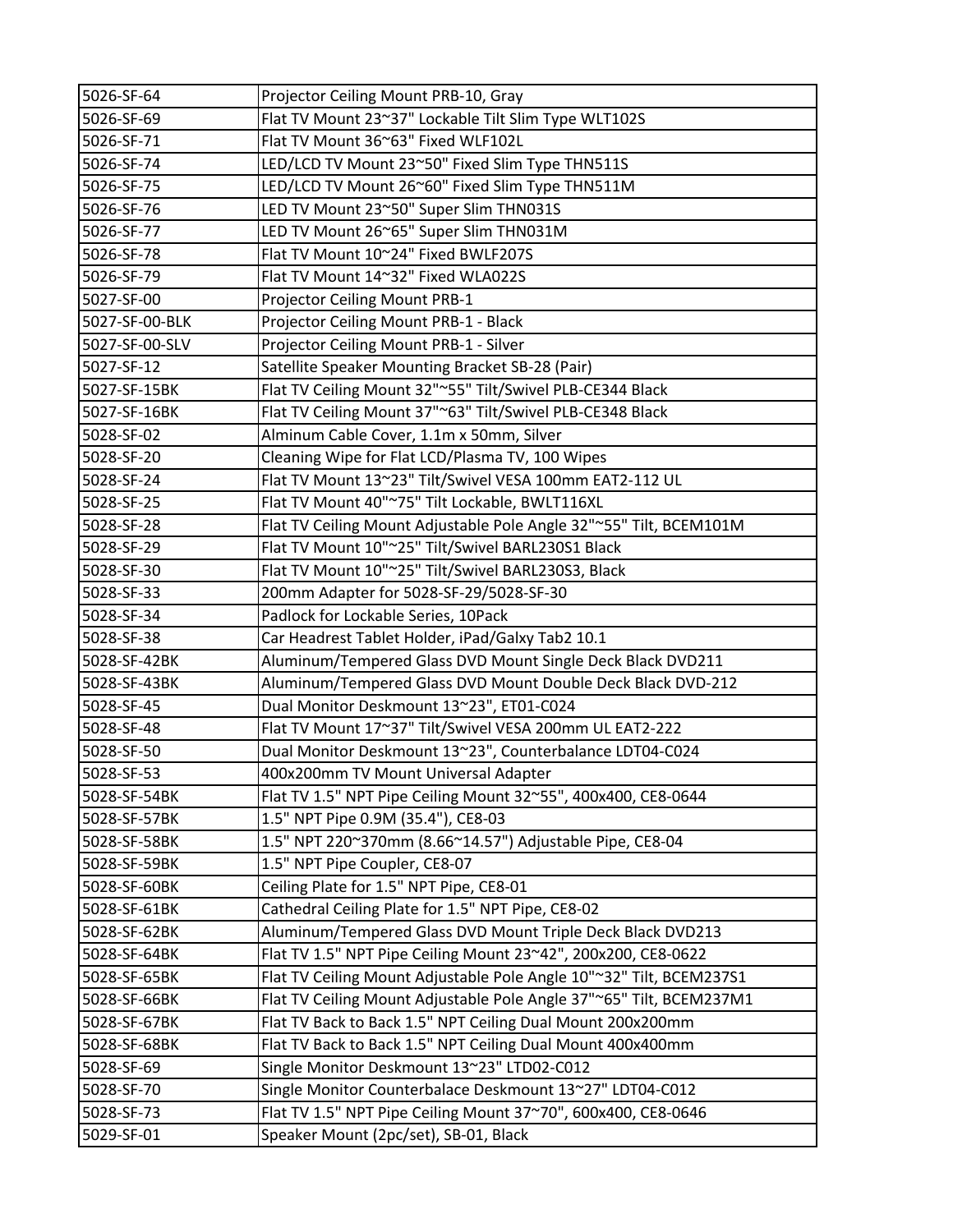| | |
|---|---|
| 5026-SF-64 | Projector Ceiling Mount PRB-10, Gray |
| 5026-SF-69 | Flat TV Mount 23~37" Lockable Tilt Slim Type WLT102S |
| 5026-SF-71 | Flat TV Mount 36~63" Fixed WLF102L |
| 5026-SF-74 | LED/LCD TV Mount 23~50" Fixed Slim Type THN511S |
| 5026-SF-75 | LED/LCD TV Mount 26~60" Fixed Slim Type THN511M |
| 5026-SF-76 | LED TV Mount 23~50" Super Slim THN031S |
| 5026-SF-77 | LED TV Mount 26~65" Super Slim THN031M |
| 5026-SF-78 | Flat TV Mount 10~24" Fixed BWLF207S |
| 5026-SF-79 | Flat TV Mount 14~32" Fixed WLA022S |
| 5027-SF-00 | Projector Ceiling Mount PRB-1 |
| 5027-SF-00-BLK | Projector Ceiling Mount PRB-1 - Black |
| 5027-SF-00-SLV | Projector Ceiling Mount PRB-1 - Silver |
| 5027-SF-12 | Satellite Speaker Mounting Bracket SB-28 (Pair) |
| 5027-SF-15BK | Flat TV Ceiling Mount 32"~55" Tilt/Swivel PLB-CE344 Black |
| 5027-SF-16BK | Flat TV Ceiling Mount 37"~63" Tilt/Swivel PLB-CE348 Black |
| 5028-SF-02 | Alminum Cable Cover, 1.1m x 50mm, Silver |
| 5028-SF-20 | Cleaning Wipe for Flat LCD/Plasma TV, 100 Wipes |
| 5028-SF-24 | Flat TV Mount 13~23" Tilt/Swivel VESA 100mm EAT2-112 UL |
| 5028-SF-25 | Flat TV Mount 40"~75" Tilt Lockable, BWLT116XL |
| 5028-SF-28 | Flat TV Ceiling Mount Adjustable Pole Angle 32"~55" Tilt, BCEM101M |
| 5028-SF-29 | Flat TV Mount 10"~25" Tilt/Swivel BARL230S1 Black |
| 5028-SF-30 | Flat TV Mount 10"~25" Tilt/Swivel BARL230S3, Black |
| 5028-SF-33 | 200mm Adapter for 5028-SF-29/5028-SF-30 |
| 5028-SF-34 | Padlock for Lockable Series, 10Pack |
| 5028-SF-38 | Car Headrest Tablet Holder, iPad/Galxy Tab2 10.1 |
| 5028-SF-42BK | Aluminum/Tempered Glass DVD Mount Single Deck Black DVD211 |
| 5028-SF-43BK | Aluminum/Tempered Glass DVD Mount Double Deck Black DVD-212 |
| 5028-SF-45 | Dual Monitor Deskmount 13~23", ET01-C024 |
| 5028-SF-48 | Flat TV Mount 17~37" Tilt/Swivel VESA 200mm UL EAT2-222 |
| 5028-SF-50 | Dual Monitor Deskmount 13~23", Counterbalance LDT04-C024 |
| 5028-SF-53 | 400x200mm TV Mount Universal Adapter |
| 5028-SF-54BK | Flat TV 1.5" NPT Pipe Ceiling Mount 32~55", 400x400, CE8-0644 |
| 5028-SF-57BK | 1.5" NPT Pipe 0.9M (35.4"), CE8-03 |
| 5028-SF-58BK | 1.5" NPT 220~370mm (8.66~14.57") Adjustable Pipe, CE8-04 |
| 5028-SF-59BK | 1.5" NPT Pipe Coupler, CE8-07 |
| 5028-SF-60BK | Ceiling Plate for 1.5" NPT Pipe, CE8-01 |
| 5028-SF-61BK | Cathedral Ceiling Plate for 1.5" NPT Pipe, CE8-02 |
| 5028-SF-62BK | Aluminum/Tempered Glass DVD Mount Triple Deck Black DVD213 |
| 5028-SF-64BK | Flat TV 1.5" NPT Pipe Ceiling Mount 23~42", 200x200, CE8-0622 |
| 5028-SF-65BK | Flat TV Ceiling Mount Adjustable Pole Angle 10"~32" Tilt, BCEM237S1 |
| 5028-SF-66BK | Flat TV Ceiling Mount Adjustable Pole Angle 37"~65" Tilt, BCEM237M1 |
| 5028-SF-67BK | Flat TV Back to Back 1.5" NPT Ceiling Dual Mount 200x200mm |
| 5028-SF-68BK | Flat TV Back to Back 1.5" NPT Ceiling Dual Mount 400x400mm |
| 5028-SF-69 | Single Monitor Deskmount 13~23" LTD02-C012 |
| 5028-SF-70 | Single Monitor Counterbalace Deskmount 13~27" LDT04-C012 |
| 5028-SF-73 | Flat TV 1.5" NPT Pipe Ceiling Mount 37~70", 600x400, CE8-0646 |
| 5029-SF-01 | Speaker Mount (2pc/set), SB-01, Black |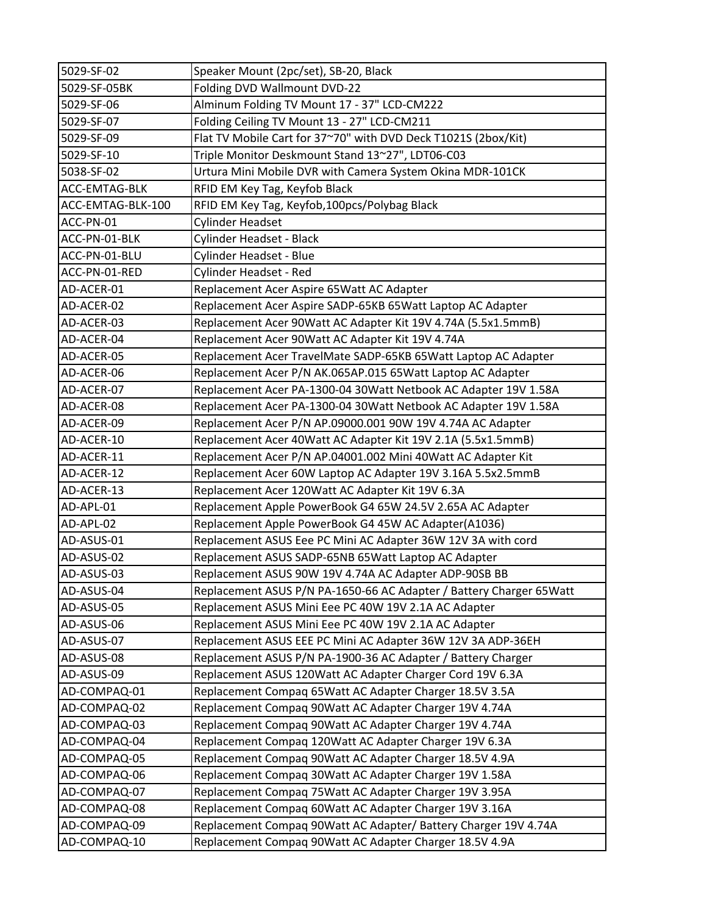| 5029-SF-02 | Speaker Mount (2pc/set), SB-20, Black |
|---|---|
| 5029-SF-05BK | Folding DVD Wallmount DVD-22 |
| 5029-SF-06 | Alminum Folding TV Mount 17 - 37" LCD-CM222 |
| 5029-SF-07 | Folding Ceiling TV Mount 13 - 27" LCD-CM211 |
| 5029-SF-09 | Flat TV Mobile Cart for 37~70" with DVD Deck T1021S (2box/Kit) |
| 5029-SF-10 | Triple Monitor Deskmount Stand 13~27", LDT06-C03 |
| 5038-SF-02 | Urtura Mini Mobile DVR with Camera System Okina MDR-101CK |
| ACC-EMTAG-BLK | RFID EM Key Tag, Keyfob Black |
| ACC-EMTAG-BLK-100 | RFID EM Key Tag, Keyfob,100pcs/Polybag Black |
| ACC-PN-01 | Cylinder Headset |
| ACC-PN-01-BLK | Cylinder Headset - Black |
| ACC-PN-01-BLU | Cylinder Headset - Blue |
| ACC-PN-01-RED | Cylinder Headset - Red |
| AD-ACER-01 | Replacement Acer Aspire 65Watt AC Adapter |
| AD-ACER-02 | Replacement Acer Aspire SADP-65KB 65Watt Laptop AC Adapter |
| AD-ACER-03 | Replacement Acer 90Watt AC Adapter Kit 19V 4.74A (5.5x1.5mmB) |
| AD-ACER-04 | Replacement Acer 90Watt AC Adapter Kit 19V 4.74A |
| AD-ACER-05 | Replacement Acer TravelMate SADP-65KB 65Watt Laptop AC Adapter |
| AD-ACER-06 | Replacement Acer P/N AK.065AP.015 65Watt Laptop AC Adapter |
| AD-ACER-07 | Replacement Acer PA-1300-04 30Watt Netbook AC Adapter 19V 1.58A |
| AD-ACER-08 | Replacement Acer PA-1300-04 30Watt Netbook AC Adapter 19V 1.58A |
| AD-ACER-09 | Replacement Acer P/N AP.09000.001 90W 19V 4.74A AC Adapter |
| AD-ACER-10 | Replacement Acer 40Watt AC Adapter Kit 19V 2.1A (5.5x1.5mmB) |
| AD-ACER-11 | Replacement Acer P/N AP.04001.002 Mini 40Watt AC Adapter Kit |
| AD-ACER-12 | Replacement Acer 60W Laptop AC Adapter 19V 3.16A 5.5x2.5mmB |
| AD-ACER-13 | Replacement Acer 120Watt AC Adapter Kit 19V 6.3A |
| AD-APL-01 | Replacement Apple PowerBook G4 65W 24.5V 2.65A AC Adapter |
| AD-APL-02 | Replacement Apple PowerBook G4 45W AC Adapter(A1036) |
| AD-ASUS-01 | Replacement ASUS Eee PC Mini AC Adapter 36W 12V 3A with cord |
| AD-ASUS-02 | Replacement ASUS SADP-65NB 65Watt Laptop AC Adapter |
| AD-ASUS-03 | Replacement ASUS 90W 19V 4.74A AC Adapter ADP-90SB BB |
| AD-ASUS-04 | Replacement ASUS P/N PA-1650-66 AC Adapter / Battery Charger 65Watt |
| AD-ASUS-05 | Replacement ASUS Mini Eee PC 40W 19V 2.1A AC Adapter |
| AD-ASUS-06 | Replacement ASUS Mini Eee PC 40W 19V 2.1A AC Adapter |
| AD-ASUS-07 | Replacement ASUS EEE PC Mini AC Adapter 36W 12V 3A ADP-36EH |
| AD-ASUS-08 | Replacement ASUS P/N PA-1900-36 AC Adapter / Battery Charger |
| AD-ASUS-09 | Replacement ASUS 120Watt AC Adapter Charger Cord 19V 6.3A |
| AD-COMPAQ-01 | Replacement Compaq 65Watt AC Adapter Charger 18.5V 3.5A |
| AD-COMPAQ-02 | Replacement Compaq 90Watt AC Adapter Charger 19V 4.74A |
| AD-COMPAQ-03 | Replacement Compaq 90Watt AC Adapter Charger 19V 4.74A |
| AD-COMPAQ-04 | Replacement Compaq 120Watt AC Adapter Charger 19V 6.3A |
| AD-COMPAQ-05 | Replacement Compaq 90Watt AC Adapter Charger 18.5V 4.9A |
| AD-COMPAQ-06 | Replacement Compaq 30Watt AC Adapter Charger 19V 1.58A |
| AD-COMPAQ-07 | Replacement Compaq 75Watt AC Adapter Charger 19V 3.95A |
| AD-COMPAQ-08 | Replacement Compaq 60Watt AC Adapter Charger 19V 3.16A |
| AD-COMPAQ-09 | Replacement Compaq 90Watt AC Adapter/ Battery Charger 19V 4.74A |
| AD-COMPAQ-10 | Replacement Compaq 90Watt AC Adapter Charger 18.5V 4.9A |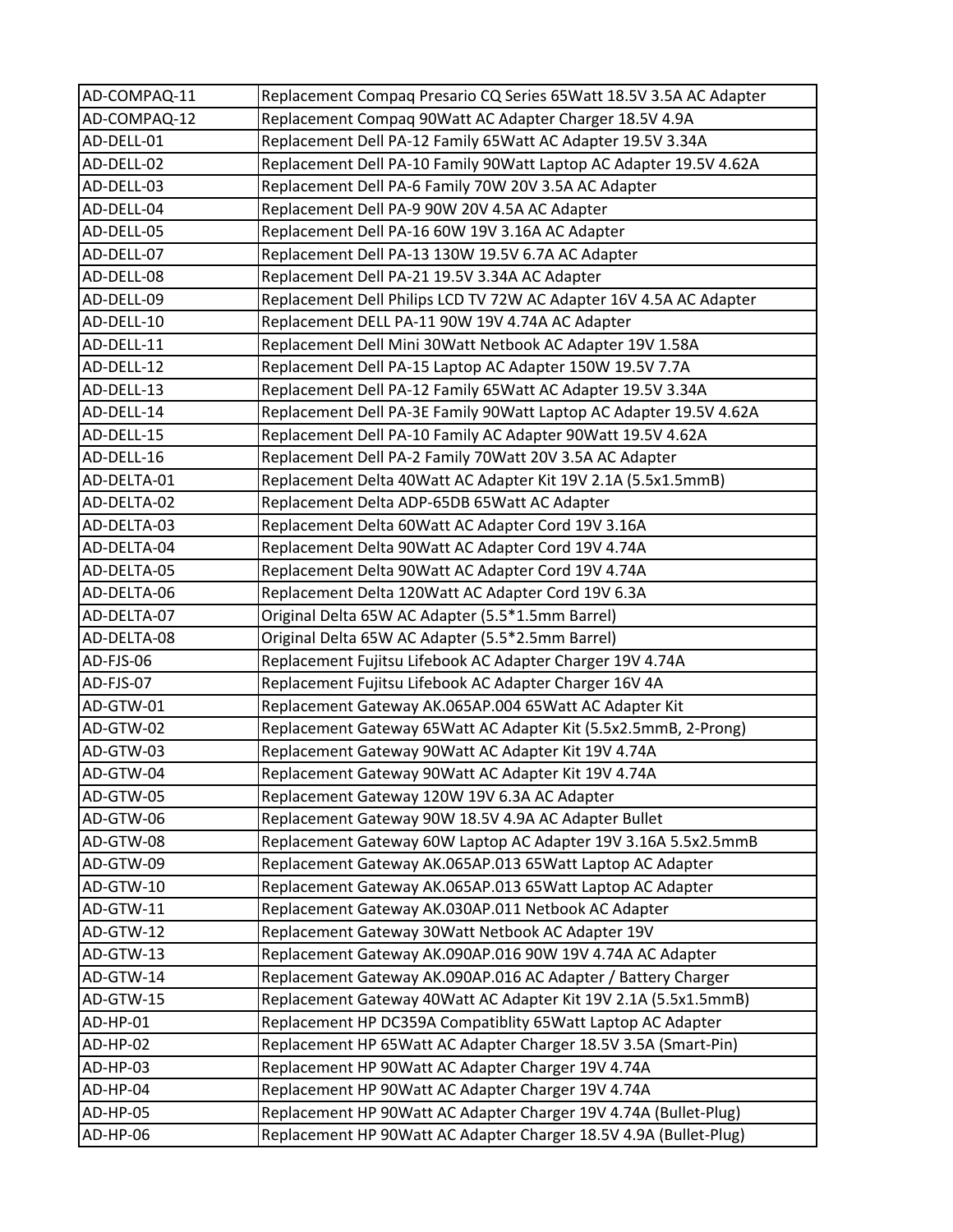| AD-COMPAQ-11 | Replacement Compaq Presario CQ Series 65Watt 18.5V 3.5A AC Adapter |
|---|---|
| AD-COMPAQ-12 | Replacement Compaq 90Watt AC Adapter Charger 18.5V 4.9A |
| AD-DELL-01 | Replacement Dell PA-12 Family 65Watt AC Adapter 19.5V 3.34A |
| AD-DELL-02 | Replacement Dell PA-10 Family 90Watt Laptop AC Adapter 19.5V 4.62A |
| AD-DELL-03 | Replacement Dell PA-6 Family 70W 20V 3.5A AC Adapter |
| AD-DELL-04 | Replacement Dell PA-9 90W 20V 4.5A AC Adapter |
| AD-DELL-05 | Replacement Dell PA-16 60W 19V 3.16A AC Adapter |
| AD-DELL-07 | Replacement Dell PA-13 130W 19.5V 6.7A AC Adapter |
| AD-DELL-08 | Replacement Dell PA-21 19.5V 3.34A AC Adapter |
| AD-DELL-09 | Replacement Dell Philips LCD TV 72W AC Adapter 16V 4.5A AC Adapter |
| AD-DELL-10 | Replacement DELL PA-11 90W 19V 4.74A AC Adapter |
| AD-DELL-11 | Replacement Dell Mini 30Watt Netbook AC Adapter 19V 1.58A |
| AD-DELL-12 | Replacement Dell PA-15 Laptop AC Adapter 150W 19.5V 7.7A |
| AD-DELL-13 | Replacement Dell PA-12 Family 65Watt AC Adapter 19.5V 3.34A |
| AD-DELL-14 | Replacement Dell PA-3E Family 90Watt Laptop AC Adapter 19.5V 4.62A |
| AD-DELL-15 | Replacement Dell PA-10 Family AC Adapter 90Watt 19.5V 4.62A |
| AD-DELL-16 | Replacement Dell PA-2 Family 70Watt 20V 3.5A AC Adapter |
| AD-DELTA-01 | Replacement Delta 40Watt AC Adapter Kit 19V 2.1A (5.5x1.5mmB) |
| AD-DELTA-02 | Replacement Delta ADP-65DB 65Watt AC Adapter |
| AD-DELTA-03 | Replacement Delta 60Watt AC Adapter Cord 19V 3.16A |
| AD-DELTA-04 | Replacement Delta 90Watt AC Adapter Cord 19V 4.74A |
| AD-DELTA-05 | Replacement Delta 90Watt AC Adapter Cord 19V 4.74A |
| AD-DELTA-06 | Replacement Delta 120Watt AC Adapter Cord 19V 6.3A |
| AD-DELTA-07 | Original Delta 65W AC Adapter (5.5*1.5mm Barrel) |
| AD-DELTA-08 | Original Delta 65W AC Adapter (5.5*2.5mm Barrel) |
| AD-FJS-06 | Replacement Fujitsu Lifebook AC Adapter Charger 19V 4.74A |
| AD-FJS-07 | Replacement Fujitsu Lifebook AC Adapter Charger 16V 4A |
| AD-GTW-01 | Replacement Gateway AK.065AP.004 65Watt AC Adapter Kit |
| AD-GTW-02 | Replacement Gateway 65Watt AC Adapter Kit (5.5x2.5mmB, 2-Prong) |
| AD-GTW-03 | Replacement Gateway 90Watt AC Adapter Kit 19V 4.74A |
| AD-GTW-04 | Replacement Gateway 90Watt AC Adapter Kit 19V 4.74A |
| AD-GTW-05 | Replacement Gateway 120W 19V 6.3A AC Adapter |
| AD-GTW-06 | Replacement Gateway 90W 18.5V 4.9A AC Adapter Bullet |
| AD-GTW-08 | Replacement Gateway 60W Laptop AC Adapter 19V 3.16A 5.5x2.5mmB |
| AD-GTW-09 | Replacement Gateway AK.065AP.013 65Watt Laptop AC Adapter |
| AD-GTW-10 | Replacement Gateway AK.065AP.013 65Watt Laptop AC Adapter |
| AD-GTW-11 | Replacement Gateway AK.030AP.011 Netbook AC Adapter |
| AD-GTW-12 | Replacement Gateway 30Watt Netbook AC Adapter 19V |
| AD-GTW-13 | Replacement Gateway AK.090AP.016 90W 19V 4.74A AC Adapter |
| AD-GTW-14 | Replacement Gateway AK.090AP.016 AC Adapter / Battery Charger |
| AD-GTW-15 | Replacement Gateway 40Watt AC Adapter Kit 19V 2.1A (5.5x1.5mmB) |
| AD-HP-01 | Replacement HP DC359A Compatiblity 65Watt Laptop AC Adapter |
| AD-HP-02 | Replacement HP 65Watt AC Adapter Charger 18.5V 3.5A (Smart-Pin) |
| AD-HP-03 | Replacement HP 90Watt AC Adapter Charger 19V 4.74A |
| AD-HP-04 | Replacement HP 90Watt AC Adapter Charger 19V 4.74A |
| AD-HP-05 | Replacement HP 90Watt AC Adapter Charger 19V 4.74A (Bullet-Plug) |
| AD-HP-06 | Replacement HP 90Watt AC Adapter Charger 18.5V 4.9A (Bullet-Plug) |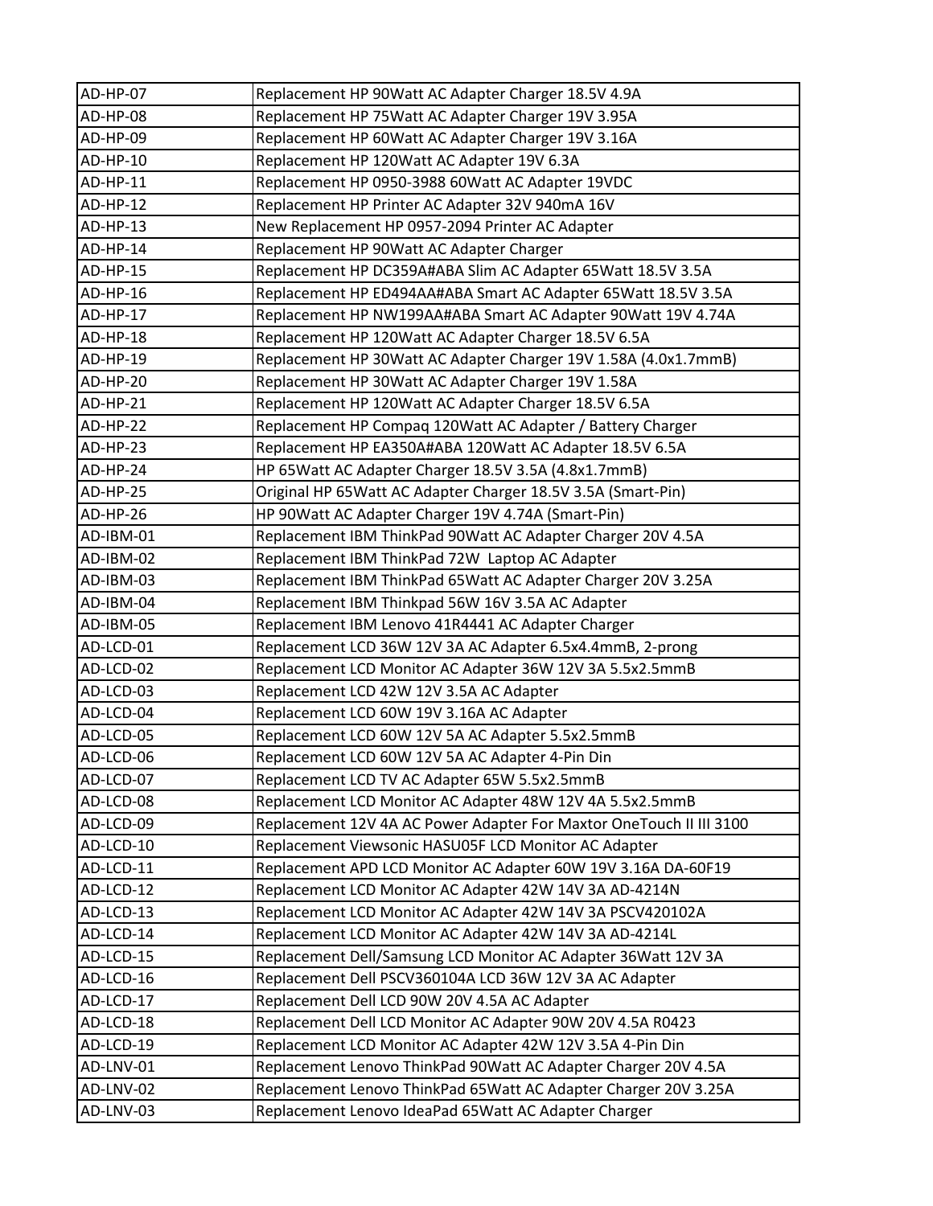| AD-HP-07 | Replacement HP 90Watt AC Adapter Charger 18.5V 4.9A |
|---|---|
| AD-HP-08 | Replacement HP 75Watt AC Adapter Charger 19V 3.95A |
| AD-HP-09 | Replacement HP 60Watt AC Adapter Charger 19V 3.16A |
| AD-HP-10 | Replacement HP 120Watt AC Adapter 19V 6.3A |
| AD-HP-11 | Replacement HP 0950-3988 60Watt AC Adapter 19VDC |
| AD-HP-12 | Replacement HP Printer AC Adapter 32V 940mA 16V |
| AD-HP-13 | New Replacement HP 0957-2094 Printer AC Adapter |
| AD-HP-14 | Replacement HP 90Watt AC Adapter Charger |
| AD-HP-15 | Replacement HP DC359A#ABA Slim AC Adapter 65Watt 18.5V 3.5A |
| AD-HP-16 | Replacement HP ED494AA#ABA Smart AC Adapter 65Watt 18.5V 3.5A |
| AD-HP-17 | Replacement HP NW199AA#ABA Smart AC Adapter 90Watt 19V 4.74A |
| AD-HP-18 | Replacement HP 120Watt AC Adapter Charger 18.5V 6.5A |
| AD-HP-19 | Replacement HP 30Watt AC Adapter Charger 19V 1.58A (4.0x1.7mmB) |
| AD-HP-20 | Replacement HP 30Watt AC Adapter Charger 19V 1.58A |
| AD-HP-21 | Replacement HP 120Watt AC Adapter Charger 18.5V 6.5A |
| AD-HP-22 | Replacement HP Compaq 120Watt AC Adapter / Battery Charger |
| AD-HP-23 | Replacement HP EA350A#ABA 120Watt AC Adapter 18.5V 6.5A |
| AD-HP-24 | HP 65Watt AC Adapter Charger 18.5V 3.5A (4.8x1.7mmB) |
| AD-HP-25 | Original HP 65Watt AC Adapter Charger 18.5V 3.5A (Smart-Pin) |
| AD-HP-26 | HP 90Watt AC Adapter Charger 19V 4.74A (Smart-Pin) |
| AD-IBM-01 | Replacement IBM ThinkPad 90Watt AC Adapter Charger 20V 4.5A |
| AD-IBM-02 | Replacement IBM ThinkPad 72W  Laptop AC Adapter |
| AD-IBM-03 | Replacement IBM ThinkPad 65Watt AC Adapter Charger 20V 3.25A |
| AD-IBM-04 | Replacement IBM Thinkpad 56W 16V 3.5A AC Adapter |
| AD-IBM-05 | Replacement IBM Lenovo 41R4441 AC Adapter Charger |
| AD-LCD-01 | Replacement LCD 36W 12V 3A AC Adapter 6.5x4.4mmB, 2-prong |
| AD-LCD-02 | Replacement LCD Monitor AC Adapter 36W 12V 3A 5.5x2.5mmB |
| AD-LCD-03 | Replacement LCD 42W 12V 3.5A AC Adapter |
| AD-LCD-04 | Replacement LCD 60W 19V 3.16A AC Adapter |
| AD-LCD-05 | Replacement LCD 60W 12V 5A AC Adapter 5.5x2.5mmB |
| AD-LCD-06 | Replacement LCD 60W 12V 5A AC Adapter 4-Pin Din |
| AD-LCD-07 | Replacement LCD TV AC Adapter 65W 5.5x2.5mmB |
| AD-LCD-08 | Replacement LCD Monitor AC Adapter 48W 12V 4A 5.5x2.5mmB |
| AD-LCD-09 | Replacement 12V 4A AC Power Adapter For Maxtor OneTouch II III 3100 |
| AD-LCD-10 | Replacement Viewsonic HASU05F LCD Monitor AC Adapter |
| AD-LCD-11 | Replacement APD LCD Monitor AC Adapter 60W 19V 3.16A DA-60F19 |
| AD-LCD-12 | Replacement LCD Monitor AC Adapter 42W 14V 3A AD-4214N |
| AD-LCD-13 | Replacement LCD Monitor AC Adapter 42W 14V 3A PSCV420102A |
| AD-LCD-14 | Replacement LCD Monitor AC Adapter 42W 14V 3A AD-4214L |
| AD-LCD-15 | Replacement Dell/Samsung LCD Monitor AC Adapter 36Watt 12V 3A |
| AD-LCD-16 | Replacement Dell PSCV360104A LCD 36W 12V 3A AC Adapter |
| AD-LCD-17 | Replacement Dell LCD 90W 20V 4.5A AC Adapter |
| AD-LCD-18 | Replacement Dell LCD Monitor AC Adapter 90W 20V 4.5A R0423 |
| AD-LCD-19 | Replacement LCD Monitor AC Adapter 42W 12V 3.5A 4-Pin Din |
| AD-LNV-01 | Replacement Lenovo ThinkPad 90Watt AC Adapter Charger 20V 4.5A |
| AD-LNV-02 | Replacement Lenovo ThinkPad 65Watt AC Adapter Charger 20V 3.25A |
| AD-LNV-03 | Replacement Lenovo IdeaPad 65Watt AC Adapter Charger |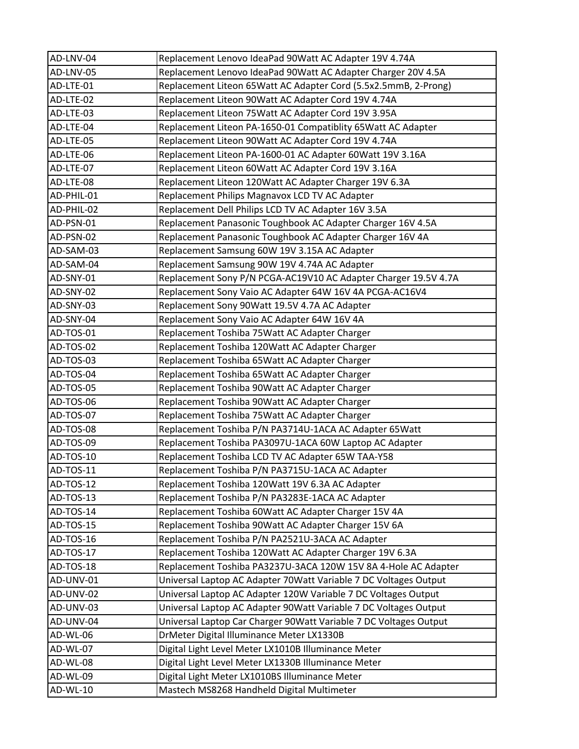| AD-LNV-04 | Replacement Lenovo IdeaPad 90Watt AC Adapter 19V 4.74A |
|---|---|
| AD-LNV-05 | Replacement Lenovo IdeaPad 90Watt AC Adapter Charger 20V 4.5A |
| AD-LTE-01 | Replacement Liteon 65Watt AC Adapter Cord (5.5x2.5mmB, 2-Prong) |
| AD-LTE-02 | Replacement Liteon 90Watt AC Adapter Cord 19V 4.74A |
| AD-LTE-03 | Replacement Liteon 75Watt AC Adapter Cord 19V 3.95A |
| AD-LTE-04 | Replacement Liteon PA-1650-01 Compatiblity 65Watt AC Adapter |
| AD-LTE-05 | Replacement Liteon 90Watt AC Adapter Cord 19V 4.74A |
| AD-LTE-06 | Replacement Liteon PA-1600-01 AC Adapter 60Watt 19V 3.16A |
| AD-LTE-07 | Replacement Liteon 60Watt AC Adapter Cord 19V 3.16A |
| AD-LTE-08 | Replacement Liteon 120Watt AC Adapter Charger 19V 6.3A |
| AD-PHIL-01 | Replacement Philips Magnavox LCD TV AC Adapter |
| AD-PHIL-02 | Replacement Dell Philips LCD TV AC Adapter 16V 3.5A |
| AD-PSN-01 | Replacement Panasonic Toughbook AC Adapter Charger 16V 4.5A |
| AD-PSN-02 | Replacement Panasonic Toughbook AC Adapter Charger 16V 4A |
| AD-SAM-03 | Replacement Samsung 60W 19V 3.15A AC Adapter |
| AD-SAM-04 | Replacement Samsung 90W 19V 4.74A AC Adapter |
| AD-SNY-01 | Replacement Sony P/N PCGA-AC19V10 AC Adapter Charger 19.5V 4.7A |
| AD-SNY-02 | Replacement Sony Vaio AC Adapter 64W 16V 4A PCGA-AC16V4 |
| AD-SNY-03 | Replacement Sony 90Watt 19.5V 4.7A AC Adapter |
| AD-SNY-04 | Replacement Sony Vaio AC Adapter 64W 16V 4A |
| AD-TOS-01 | Replacement Toshiba 75Watt AC Adapter Charger |
| AD-TOS-02 | Replacement Toshiba 120Watt AC Adapter Charger |
| AD-TOS-03 | Replacement Toshiba 65Watt AC Adapter Charger |
| AD-TOS-04 | Replacement Toshiba 65Watt AC Adapter Charger |
| AD-TOS-05 | Replacement Toshiba 90Watt AC Adapter Charger |
| AD-TOS-06 | Replacement Toshiba 90Watt AC Adapter Charger |
| AD-TOS-07 | Replacement Toshiba 75Watt AC Adapter Charger |
| AD-TOS-08 | Replacement Toshiba P/N PA3714U-1ACA AC Adapter 65Watt |
| AD-TOS-09 | Replacement Toshiba PA3097U-1ACA 60W Laptop AC Adapter |
| AD-TOS-10 | Replacement Toshiba LCD TV AC Adapter 65W TAA-Y58 |
| AD-TOS-11 | Replacement Toshiba P/N PA3715U-1ACA AC Adapter |
| AD-TOS-12 | Replacement Toshiba 120Watt 19V 6.3A AC Adapter |
| AD-TOS-13 | Replacement Toshiba P/N PA3283E-1ACA AC Adapter |
| AD-TOS-14 | Replacement Toshiba 60Watt AC Adapter Charger 15V 4A |
| AD-TOS-15 | Replacement Toshiba 90Watt AC Adapter Charger 15V 6A |
| AD-TOS-16 | Replacement Toshiba P/N PA2521U-3ACA AC Adapter |
| AD-TOS-17 | Replacement Toshiba 120Watt AC Adapter Charger 19V 6.3A |
| AD-TOS-18 | Replacement Toshiba PA3237U-3ACA 120W 15V 8A 4-Hole AC Adapter |
| AD-UNV-01 | Universal Laptop AC Adapter 70Watt Variable 7 DC Voltages Output |
| AD-UNV-02 | Universal Laptop AC Adapter 120W Variable 7 DC Voltages Output |
| AD-UNV-03 | Universal Laptop AC Adapter 90Watt Variable 7 DC Voltages Output |
| AD-UNV-04 | Universal Laptop Car Charger 90Watt Variable 7 DC Voltages Output |
| AD-WL-06 | DrMeter Digital Illuminance Meter LX1330B |
| AD-WL-07 | Digital Light Level Meter LX1010B Illuminance Meter |
| AD-WL-08 | Digital Light Level Meter LX1330B Illuminance Meter |
| AD-WL-09 | Digital Light Meter LX1010BS Illuminance Meter |
| AD-WL-10 | Mastech MS8268 Handheld Digital Multimeter |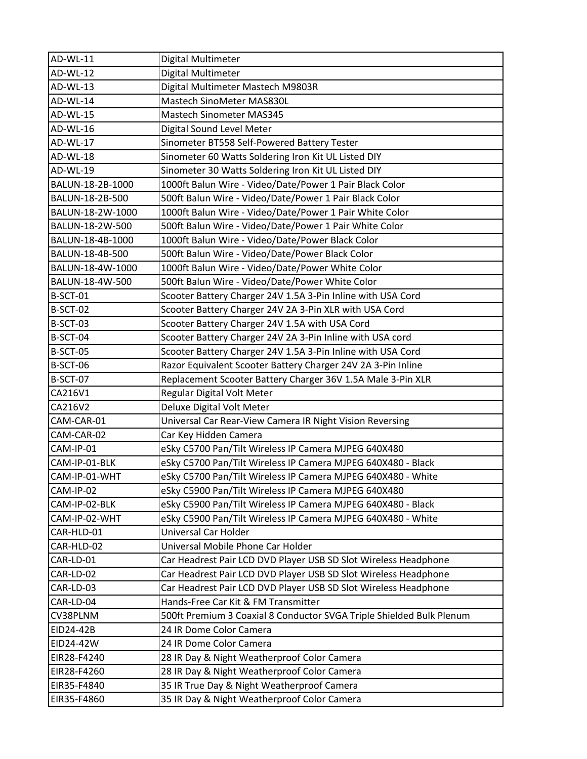| | |
|---|---|
| AD-WL-11 | Digital Multimeter |
| AD-WL-12 | Digital Multimeter |
| AD-WL-13 | Digital Multimeter Mastech M9803R |
| AD-WL-14 | Mastech SinoMeter MAS830L |
| AD-WL-15 | Mastech Sinometer MAS345 |
| AD-WL-16 | Digital Sound Level Meter |
| AD-WL-17 | Sinometer BT558 Self-Powered Battery Tester |
| AD-WL-18 | Sinometer 60 Watts Soldering Iron Kit UL Listed DIY |
| AD-WL-19 | Sinometer 30 Watts Soldering Iron Kit UL Listed DIY |
| BALUN-18-2B-1000 | 1000ft Balun Wire - Video/Date/Power 1 Pair Black Color |
| BALUN-18-2B-500 | 500ft Balun Wire - Video/Date/Power 1 Pair Black Color |
| BALUN-18-2W-1000 | 1000ft Balun Wire - Video/Date/Power 1 Pair White Color |
| BALUN-18-2W-500 | 500ft Balun Wire - Video/Date/Power 1 Pair White Color |
| BALUN-18-4B-1000 | 1000ft Balun Wire - Video/Date/Power Black Color |
| BALUN-18-4B-500 | 500ft Balun Wire - Video/Date/Power Black Color |
| BALUN-18-4W-1000 | 1000ft Balun Wire - Video/Date/Power White Color |
| BALUN-18-4W-500 | 500ft Balun Wire - Video/Date/Power White Color |
| B-SCT-01 | Scooter Battery Charger 24V 1.5A 3-Pin Inline with USA Cord |
| B-SCT-02 | Scooter Battery Charger 24V 2A 3-Pin XLR with USA Cord |
| B-SCT-03 | Scooter Battery Charger 24V 1.5A with USA Cord |
| B-SCT-04 | Scooter Battery Charger 24V 2A 3-Pin Inline with USA cord |
| B-SCT-05 | Scooter Battery Charger 24V 1.5A 3-Pin Inline with USA Cord |
| B-SCT-06 | Razor Equivalent Scooter Battery Charger 24V 2A 3-Pin Inline |
| B-SCT-07 | Replacement Scooter Battery Charger 36V 1.5A Male 3-Pin XLR |
| CA216V1 | Regular Digital Volt Meter |
| CA216V2 | Deluxe Digital Volt Meter |
| CAM-CAR-01 | Universal Car Rear-View Camera IR Night Vision Reversing |
| CAM-CAR-02 | Car Key Hidden Camera |
| CAM-IP-01 | eSky C5700 Pan/Tilt Wireless IP Camera MJPEG 640X480 |
| CAM-IP-01-BLK | eSky C5700 Pan/Tilt Wireless IP Camera MJPEG 640X480 - Black |
| CAM-IP-01-WHT | eSky C5700 Pan/Tilt Wireless IP Camera MJPEG 640X480 - White |
| CAM-IP-02 | eSky C5900 Pan/Tilt Wireless IP Camera MJPEG 640X480 |
| CAM-IP-02-BLK | eSky C5900 Pan/Tilt Wireless IP Camera MJPEG 640X480 - Black |
| CAM-IP-02-WHT | eSky C5900 Pan/Tilt Wireless IP Camera MJPEG 640X480 - White |
| CAR-HLD-01 | Universal Car Holder |
| CAR-HLD-02 | Universal Mobile Phone Car Holder |
| CAR-LD-01 | Car Headrest Pair LCD DVD Player USB SD Slot Wireless Headphone |
| CAR-LD-02 | Car Headrest Pair LCD DVD Player USB SD Slot Wireless Headphone |
| CAR-LD-03 | Car Headrest Pair LCD DVD Player USB SD Slot Wireless Headphone |
| CAR-LD-04 | Hands-Free Car Kit & FM Transmitter |
| CV38PLNM | 500ft Premium 3 Coaxial 8 Conductor SVGA Triple Shielded Bulk Plenum |
| EID24-42B | 24 IR Dome Color Camera |
| EID24-42W | 24 IR Dome Color Camera |
| EIR28-F4240 | 28 IR Day & Night Weatherproof Color Camera |
| EIR28-F4260 | 28 IR Day & Night Weatherproof Color Camera |
| EIR35-F4840 | 35 IR True Day & Night Weatherproof Camera |
| EIR35-F4860 | 35 IR Day & Night Weatherproof Color Camera |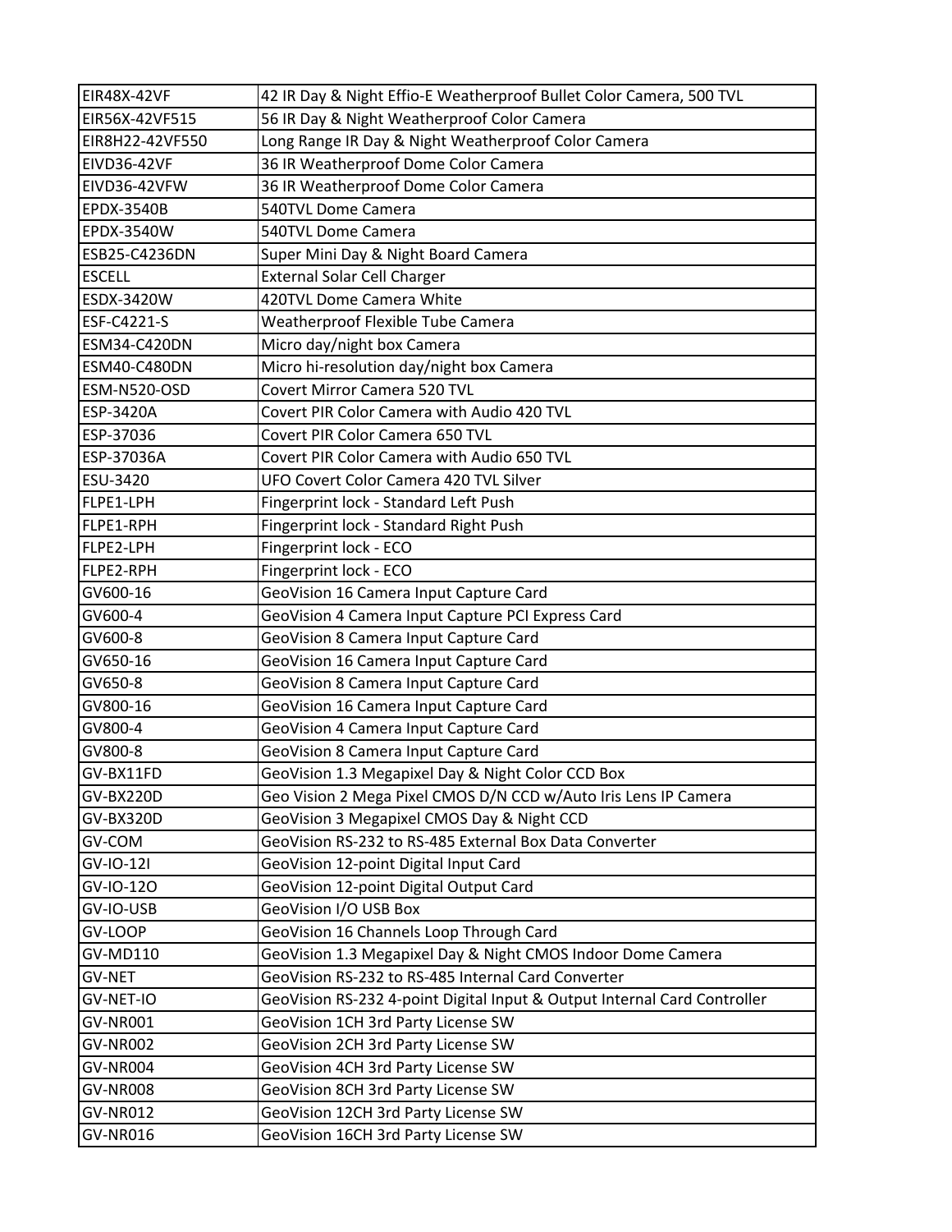| | |
|---|---|
| EIR48X-42VF | 42 IR Day & Night Effio-E Weatherproof Bullet Color Camera, 500 TVL |
| EIR56X-42VF515 | 56 IR Day & Night Weatherproof Color Camera |
| EIR8H22-42VF550 | Long Range IR Day & Night Weatherproof Color Camera |
| EIVD36-42VF | 36 IR Weatherproof Dome Color Camera |
| EIVD36-42VFW | 36 IR Weatherproof Dome Color Camera |
| EPDX-3540B | 540TVL Dome Camera |
| EPDX-3540W | 540TVL Dome Camera |
| ESB25-C4236DN | Super Mini Day & Night Board Camera |
| ESCELL | External Solar Cell Charger |
| ESDX-3420W | 420TVL Dome Camera White |
| ESF-C4221-S | Weatherproof Flexible Tube Camera |
| ESM34-C420DN | Micro day/night box Camera |
| ESM40-C480DN | Micro hi-resolution day/night box Camera |
| ESM-N520-OSD | Covert Mirror Camera 520 TVL |
| ESP-3420A | Covert PIR Color Camera with Audio 420 TVL |
| ESP-37036 | Covert PIR Color Camera 650 TVL |
| ESP-37036A | Covert PIR Color Camera with Audio 650 TVL |
| ESU-3420 | UFO Covert Color Camera 420 TVL Silver |
| FLPE1-LPH | Fingerprint lock - Standard Left Push |
| FLPE1-RPH | Fingerprint lock - Standard Right Push |
| FLPE2-LPH | Fingerprint lock - ECO |
| FLPE2-RPH | Fingerprint lock - ECO |
| GV600-16 | GeoVision 16 Camera Input Capture Card |
| GV600-4 | GeoVision 4 Camera Input Capture PCI Express Card |
| GV600-8 | GeoVision 8 Camera Input Capture Card |
| GV650-16 | GeoVision 16 Camera Input Capture Card |
| GV650-8 | GeoVision 8 Camera Input Capture Card |
| GV800-16 | GeoVision 16 Camera Input Capture Card |
| GV800-4 | GeoVision 4 Camera Input Capture Card |
| GV800-8 | GeoVision 8 Camera Input Capture Card |
| GV-BX11FD | GeoVision 1.3 Megapixel Day & Night Color CCD Box |
| GV-BX220D | Geo Vision 2 Mega Pixel CMOS D/N CCD w/Auto Iris Lens IP Camera |
| GV-BX320D | GeoVision 3 Megapixel CMOS Day & Night CCD |
| GV-COM | GeoVision RS-232 to RS-485 External Box Data Converter |
| GV-IO-12I | GeoVision 12-point Digital Input Card |
| GV-IO-12O | GeoVision 12-point Digital Output Card |
| GV-IO-USB | GeoVision I/O USB Box |
| GV-LOOP | GeoVision 16 Channels Loop Through Card |
| GV-MD110 | GeoVision 1.3 Megapixel Day & Night CMOS Indoor Dome Camera |
| GV-NET | GeoVision RS-232 to RS-485 Internal Card Converter |
| GV-NET-IO | GeoVision RS-232 4-point Digital Input & Output Internal Card Controller |
| GV-NR001 | GeoVision 1CH 3rd Party License SW |
| GV-NR002 | GeoVision 2CH 3rd Party License SW |
| GV-NR004 | GeoVision 4CH 3rd Party License SW |
| GV-NR008 | GeoVision 8CH 3rd Party License SW |
| GV-NR012 | GeoVision 12CH 3rd Party License SW |
| GV-NR016 | GeoVision 16CH 3rd Party License SW |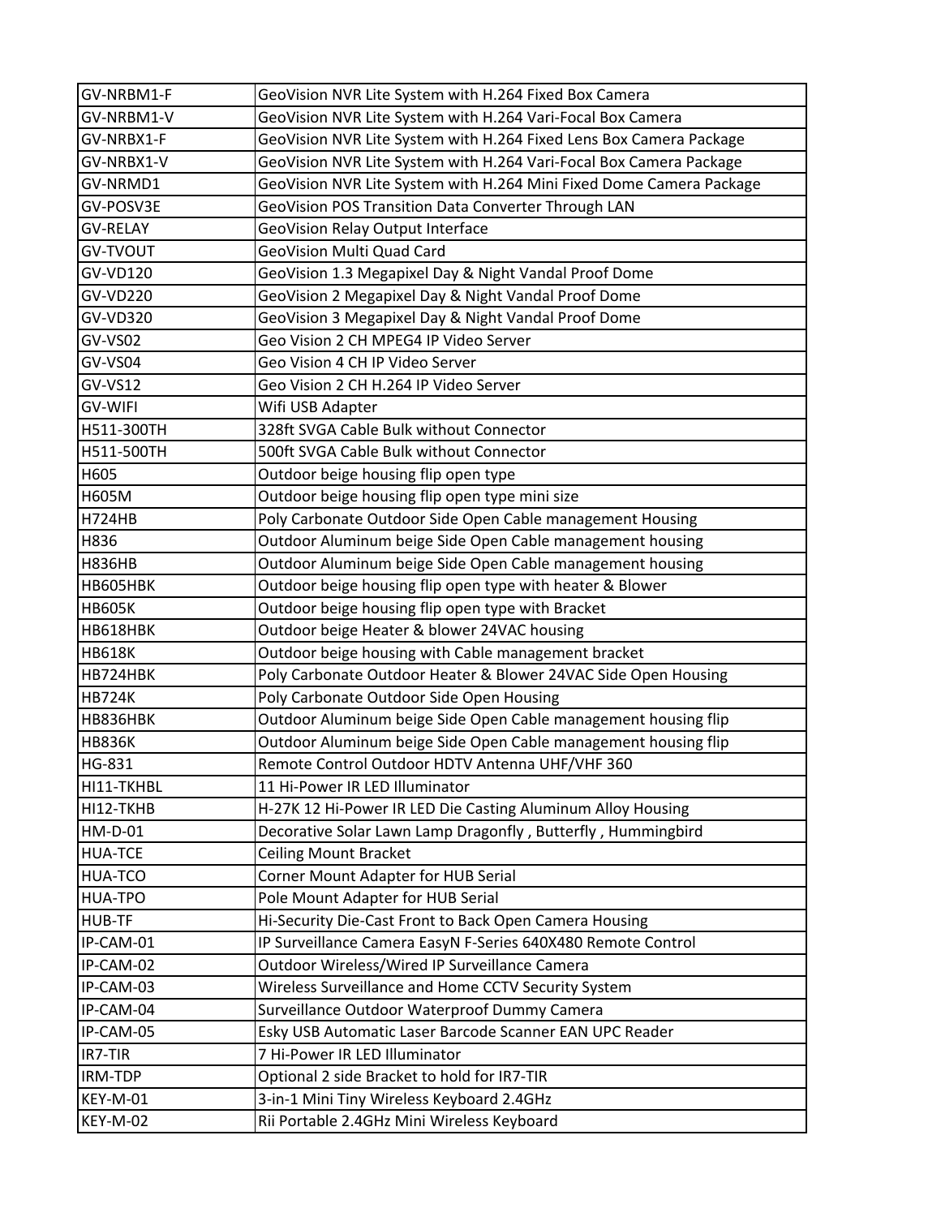| GV-NRBM1-F | GeoVision NVR Lite System with H.264 Fixed Box Camera |
|---|---|
| GV-NRBM1-V | GeoVision NVR Lite System with H.264 Vari-Focal Box Camera |
| GV-NRBX1-F | GeoVision NVR Lite System with H.264 Fixed Lens Box Camera Package |
| GV-NRBX1-V | GeoVision NVR Lite System with H.264 Vari-Focal Box Camera Package |
| GV-NRMD1 | GeoVision NVR Lite System with H.264 Mini Fixed Dome Camera Package |
| GV-POSV3E | GeoVision POS Transition Data Converter Through LAN |
| GV-RELAY | GeoVision Relay Output Interface |
| GV-TVOUT | GeoVision Multi Quad Card |
| GV-VD120 | GeoVision 1.3 Megapixel Day & Night Vandal Proof Dome |
| GV-VD220 | GeoVision 2 Megapixel Day & Night Vandal Proof Dome |
| GV-VD320 | GeoVision 3 Megapixel Day & Night Vandal Proof Dome |
| GV-VS02 | Geo Vision 2 CH MPEG4 IP Video Server |
| GV-VS04 | Geo Vision 4 CH IP Video Server |
| GV-VS12 | Geo Vision 2 CH H.264 IP Video Server |
| GV-WIFI | Wifi USB Adapter |
| H511-300TH | 328ft SVGA Cable Bulk without Connector |
| H511-500TH | 500ft SVGA Cable Bulk without Connector |
| H605 | Outdoor beige housing flip open type |
| H605M | Outdoor beige housing flip open type mini size |
| H724HB | Poly Carbonate Outdoor Side Open Cable management Housing |
| H836 | Outdoor Aluminum beige Side Open Cable management housing |
| H836HB | Outdoor Aluminum beige Side Open Cable management housing |
| HB605HBK | Outdoor beige housing flip open type with heater & Blower |
| HB605K | Outdoor beige housing flip open type with Bracket |
| HB618HBK | Outdoor beige Heater & blower 24VAC housing |
| HB618K | Outdoor beige housing with Cable management bracket |
| HB724HBK | Poly Carbonate Outdoor Heater & Blower 24VAC Side Open Housing |
| HB724K | Poly Carbonate Outdoor Side Open Housing |
| HB836HBK | Outdoor Aluminum beige Side Open Cable management housing flip |
| HB836K | Outdoor Aluminum beige Side Open Cable management housing flip |
| HG-831 | Remote Control Outdoor HDTV Antenna UHF/VHF 360 |
| HI11-TKHBL | 11 Hi-Power IR LED Illuminator |
| HI12-TKHB | H-27K 12 Hi-Power IR LED Die Casting Aluminum Alloy Housing |
| HM-D-01 | Decorative Solar Lawn Lamp Dragonfly , Butterfly , Hummingbird |
| HUA-TCE | Ceiling Mount Bracket |
| HUA-TCO | Corner Mount Adapter for HUB Serial |
| HUA-TPO | Pole Mount Adapter for HUB Serial |
| HUB-TF | Hi-Security Die-Cast Front to Back Open Camera Housing |
| IP-CAM-01 | IP Surveillance Camera EasyN F-Series 640X480 Remote Control |
| IP-CAM-02 | Outdoor Wireless/Wired IP Surveillance Camera |
| IP-CAM-03 | Wireless Surveillance and Home CCTV Security System |
| IP-CAM-04 | Surveillance Outdoor Waterproof Dummy Camera |
| IP-CAM-05 | Esky USB Automatic Laser Barcode Scanner EAN UPC Reader |
| IR7-TIR | 7 Hi-Power IR LED Illuminator |
| IRM-TDP | Optional 2 side Bracket to hold for IR7-TIR |
| KEY-M-01 | 3-in-1 Mini Tiny Wireless Keyboard 2.4GHz |
| KEY-M-02 | Rii Portable 2.4GHz Mini Wireless Keyboard |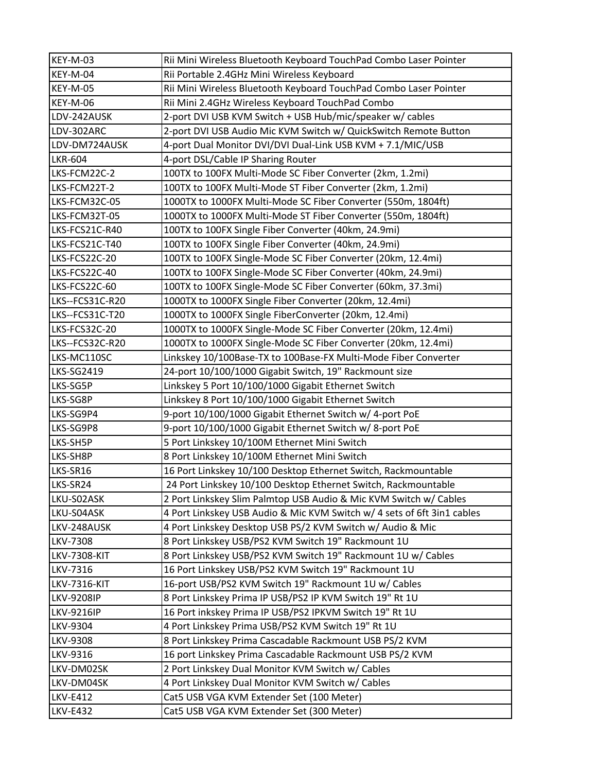| | |
|---|---|
| KEY-M-03 | Rii Mini Wireless Bluetooth Keyboard TouchPad Combo Laser Pointer |
| KEY-M-04 | Rii Portable 2.4GHz Mini Wireless Keyboard |
| KEY-M-05 | Rii Mini Wireless Bluetooth Keyboard TouchPad Combo Laser Pointer |
| KEY-M-06 | Rii Mini 2.4GHz Wireless Keyboard TouchPad Combo |
| LDV-242AUSK | 2-port DVI USB KVM Switch + USB Hub/mic/speaker w/ cables |
| LDV-302ARC | 2-port DVI USB Audio Mic KVM Switch w/ QuickSwitch Remote Button |
| LDV-DM724AUSK | 4-port Dual Monitor DVI/DVI Dual-Link USB KVM + 7.1/MIC/USB |
| LKR-604 | 4-port DSL/Cable IP Sharing Router |
| LKS-FCM22C-2 | 100TX to 100FX Multi-Mode SC Fiber Converter (2km, 1.2mi) |
| LKS-FCM22T-2 | 100TX to 100FX Multi-Mode ST Fiber Converter (2km, 1.2mi) |
| LKS-FCM32C-05 | 1000TX to 1000FX Multi-Mode SC Fiber Converter (550m, 1804ft) |
| LKS-FCM32T-05 | 1000TX to 1000FX Multi-Mode ST Fiber Converter (550m, 1804ft) |
| LKS-FCS21C-R40 | 100TX to 100FX Single Fiber Converter (40km, 24.9mi) |
| LKS-FCS21C-T40 | 100TX to 100FX Single Fiber Converter (40km, 24.9mi) |
| LKS-FCS22C-20 | 100TX to 100FX Single-Mode SC Fiber Converter (20km, 12.4mi) |
| LKS-FCS22C-40 | 100TX to 100FX Single-Mode SC Fiber Converter (40km, 24.9mi) |
| LKS-FCS22C-60 | 100TX to 100FX Single-Mode SC Fiber Converter (60km, 37.3mi) |
| LKS--FCS31C-R20 | 1000TX to 1000FX Single Fiber Converter (20km, 12.4mi) |
| LKS--FCS31C-T20 | 1000TX to 1000FX Single FiberConverter (20km, 12.4mi) |
| LKS-FCS32C-20 | 1000TX to 1000FX Single-Mode SC Fiber Converter (20km, 12.4mi) |
| LKS--FCS32C-R20 | 1000TX to 1000FX Single-Mode SC Fiber Converter (20km, 12.4mi) |
| LKS-MC110SC | Linkskey 10/100Base-TX to 100Base-FX Multi-Mode Fiber Converter |
| LKS-SG2419 | 24-port 10/100/1000 Gigabit Switch, 19" Rackmount size |
| LKS-SG5P | Linkskey 5 Port 10/100/1000 Gigabit Ethernet Switch |
| LKS-SG8P | Linkskey 8 Port 10/100/1000 Gigabit Ethernet Switch |
| LKS-SG9P4 | 9-port 10/100/1000 Gigabit Ethernet Switch w/ 4-port PoE |
| LKS-SG9P8 | 9-port 10/100/1000 Gigabit Ethernet Switch w/ 8-port PoE |
| LKS-SH5P | 5 Port Linkskey 10/100M Ethernet Mini Switch |
| LKS-SH8P | 8 Port Linkskey 10/100M Ethernet Mini Switch |
| LKS-SR16 | 16 Port Linkskey 10/100 Desktop Ethernet Switch, Rackmountable |
| LKS-SR24 | 24 Port Linkskey 10/100 Desktop Ethernet Switch, Rackmountable |
| LKU-S02ASK | 2 Port Linkskey Slim Palmtop USB Audio & Mic KVM Switch w/ Cables |
| LKU-S04ASK | 4 Port Linkskey USB Audio & Mic KVM Switch w/ 4 sets of 6ft 3in1 cables |
| LKV-248AUSK | 4 Port Linkskey Desktop USB PS/2 KVM Switch w/ Audio & Mic |
| LKV-7308 | 8 Port Linkskey USB/PS2 KVM Switch 19" Rackmount 1U |
| LKV-7308-KIT | 8 Port Linkskey USB/PS2 KVM Switch 19" Rackmount 1U w/ Cables |
| LKV-7316 | 16 Port Linkskey USB/PS2 KVM Switch 19" Rackmount 1U |
| LKV-7316-KIT | 16-port USB/PS2 KVM Switch 19" Rackmount 1U w/ Cables |
| LKV-9208IP | 8 Port Linkskey Prima IP USB/PS2 IP KVM Switch 19" Rt 1U |
| LKV-9216IP | 16 Port inkskey Prima IP USB/PS2 IPKVM Switch 19" Rt 1U |
| LKV-9304 | 4 Port Linkskey Prima USB/PS2 KVM Switch 19" Rt 1U |
| LKV-9308 | 8 Port Linkskey Prima Cascadable Rackmount USB PS/2 KVM |
| LKV-9316 | 16 port Linkskey Prima Cascadable Rackmount USB PS/2 KVM |
| LKV-DM02SK | 2 Port Linkskey Dual Monitor KVM Switch w/ Cables |
| LKV-DM04SK | 4 Port Linkskey Dual Monitor KVM Switch w/ Cables |
| LKV-E412 | Cat5 USB VGA KVM Extender Set (100 Meter) |
| LKV-E432 | Cat5 USB VGA KVM Extender Set (300 Meter) |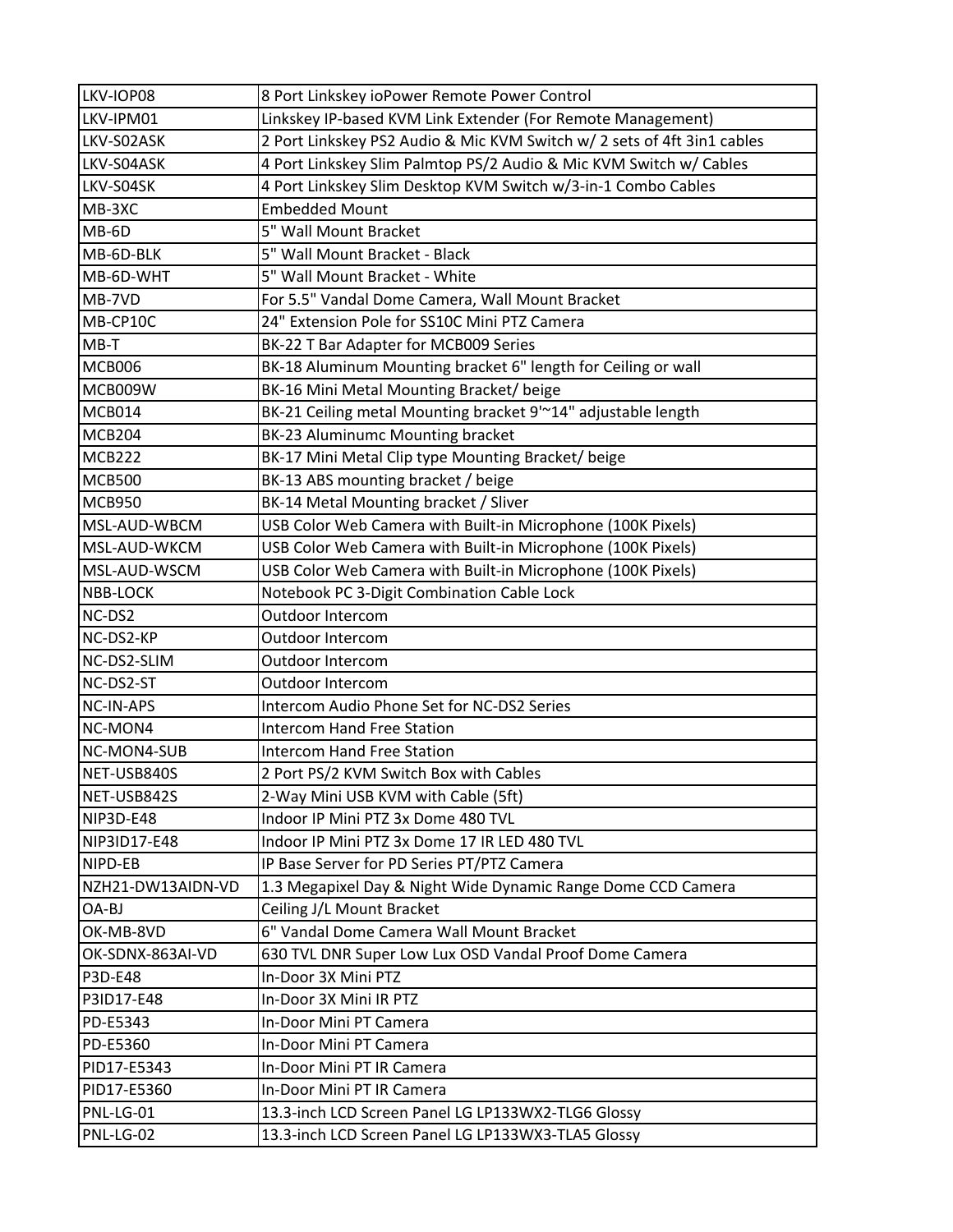| | |
|---|---|
| LKV-IOP08 | 8 Port Linkskey ioPower Remote Power Control |
| LKV-IPM01 | Linkskey IP-based KVM Link Extender (For Remote Management) |
| LKV-S02ASK | 2 Port Linkskey PS2 Audio & Mic KVM Switch w/ 2 sets of 4ft 3in1 cables |
| LKV-S04ASK | 4 Port Linkskey Slim Palmtop PS/2 Audio & Mic KVM Switch w/ Cables |
| LKV-S04SK | 4 Port Linkskey Slim Desktop KVM Switch w/3-in-1 Combo Cables |
| MB-3XC | Embedded Mount |
| MB-6D | 5" Wall Mount Bracket |
| MB-6D-BLK | 5" Wall Mount Bracket - Black |
| MB-6D-WHT | 5" Wall Mount Bracket - White |
| MB-7VD | For 5.5" Vandal Dome Camera, Wall Mount Bracket |
| MB-CP10C | 24" Extension Pole for SS10C Mini PTZ Camera |
| MB-T | BK-22 T Bar Adapter for MCB009 Series |
| MCB006 | BK-18 Aluminum Mounting bracket 6" length for Ceiling or wall |
| MCB009W | BK-16 Mini Metal Mounting Bracket/ beige |
| MCB014 | BK-21 Ceiling metal Mounting bracket 9'~14" adjustable length |
| MCB204 | BK-23 Aluminumc Mounting bracket |
| MCB222 | BK-17 Mini Metal Clip type Mounting Bracket/ beige |
| MCB500 | BK-13 ABS mounting bracket / beige |
| MCB950 | BK-14 Metal Mounting bracket / Sliver |
| MSL-AUD-WBCM | USB Color Web Camera with Built-in Microphone (100K Pixels) |
| MSL-AUD-WKCM | USB Color Web Camera with Built-in Microphone (100K Pixels) |
| MSL-AUD-WSCM | USB Color Web Camera with Built-in Microphone (100K Pixels) |
| NBB-LOCK | Notebook PC 3-Digit Combination Cable Lock |
| NC-DS2 | Outdoor Intercom |
| NC-DS2-KP | Outdoor Intercom |
| NC-DS2-SLIM | Outdoor Intercom |
| NC-DS2-ST | Outdoor Intercom |
| NC-IN-APS | Intercom Audio Phone Set for NC-DS2 Series |
| NC-MON4 | Intercom Hand Free Station |
| NC-MON4-SUB | Intercom Hand Free Station |
| NET-USB840S | 2 Port PS/2 KVM Switch Box with Cables |
| NET-USB842S | 2-Way Mini USB KVM with Cable (5ft) |
| NIP3D-E48 | Indoor IP Mini PTZ 3x Dome 480 TVL |
| NIP3ID17-E48 | Indoor IP Mini PTZ 3x Dome 17 IR LED 480 TVL |
| NIPD-EB | IP Base Server for PD Series PT/PTZ Camera |
| NZH21-DW13AIDN-VD | 1.3 Megapixel Day & Night Wide Dynamic Range Dome CCD Camera |
| OA-BJ | Ceiling J/L Mount Bracket |
| OK-MB-8VD | 6" Vandal Dome Camera Wall Mount Bracket |
| OK-SDNX-863AI-VD | 630 TVL DNR Super Low Lux OSD Vandal Proof Dome Camera |
| P3D-E48 | In-Door 3X Mini PTZ |
| P3ID17-E48 | In-Door 3X Mini IR PTZ |
| PD-E5343 | In-Door Mini PT Camera |
| PD-E5360 | In-Door Mini PT Camera |
| PID17-E5343 | In-Door Mini PT IR Camera |
| PID17-E5360 | In-Door Mini PT IR Camera |
| PNL-LG-01 | 13.3-inch LCD Screen Panel LG LP133WX2-TLG6 Glossy |
| PNL-LG-02 | 13.3-inch LCD Screen Panel LG LP133WX3-TLA5 Glossy |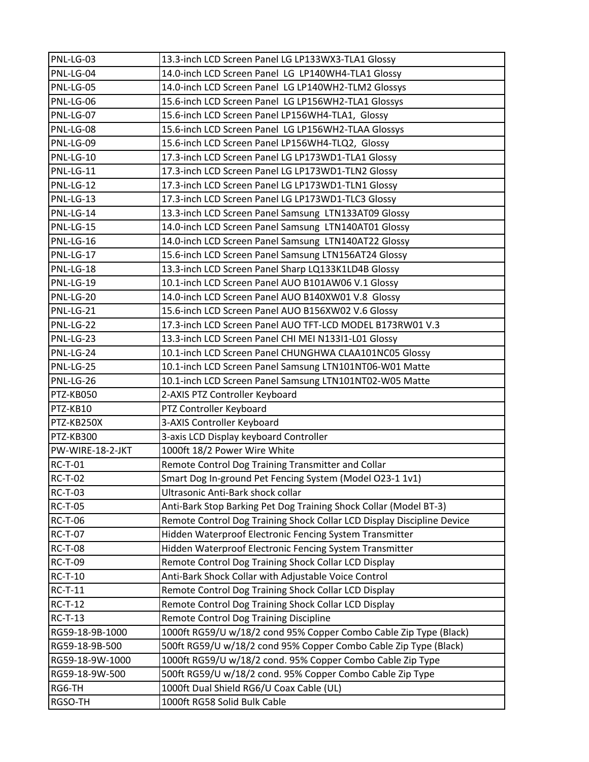| PNL-LG-03 | 13.3-inch LCD Screen Panel LG LP133WX3-TLA1 Glossy |
|---|---|
| PNL-LG-04 | 14.0-inch LCD Screen Panel LG LP140WH4-TLA1 Glossy |
| PNL-LG-05 | 14.0-inch LCD Screen Panel LG LP140WH2-TLM2 Glossys |
| PNL-LG-06 | 15.6-inch LCD Screen Panel LG LP156WH2-TLA1 Glossys |
| PNL-LG-07 | 15.6-inch LCD Screen Panel LP156WH4-TLA1, Glossy |
| PNL-LG-08 | 15.6-inch LCD Screen Panel LG LP156WH2-TLAA Glossys |
| PNL-LG-09 | 15.6-inch LCD Screen Panel LP156WH4-TLQ2, Glossy |
| PNL-LG-10 | 17.3-inch LCD Screen Panel LG LP173WD1-TLA1 Glossy |
| PNL-LG-11 | 17.3-inch LCD Screen Panel LG LP173WD1-TLN2 Glossy |
| PNL-LG-12 | 17.3-inch LCD Screen Panel LG LP173WD1-TLN1 Glossy |
| PNL-LG-13 | 17.3-inch LCD Screen Panel LG LP173WD1-TLC3 Glossy |
| PNL-LG-14 | 13.3-inch LCD Screen Panel Samsung LTN133AT09 Glossy |
| PNL-LG-15 | 14.0-inch LCD Screen Panel Samsung LTN140AT01 Glossy |
| PNL-LG-16 | 14.0-inch LCD Screen Panel Samsung LTN140AT22 Glossy |
| PNL-LG-17 | 15.6-inch LCD Screen Panel Samsung LTN156AT24 Glossy |
| PNL-LG-18 | 13.3-inch LCD Screen Panel Sharp LQ133K1LD4B Glossy |
| PNL-LG-19 | 10.1-inch LCD Screen Panel AUO B101AW06 V.1 Glossy |
| PNL-LG-20 | 14.0-inch LCD Screen Panel AUO B140XW01 V.8 Glossy |
| PNL-LG-21 | 15.6-inch LCD Screen Panel AUO B156XW02 V.6 Glossy |
| PNL-LG-22 | 17.3-inch LCD Screen Panel AUO TFT-LCD MODEL B173RW01 V.3 |
| PNL-LG-23 | 13.3-inch LCD Screen Panel CHI MEI N133I1-L01 Glossy |
| PNL-LG-24 | 10.1-inch LCD Screen Panel CHUNGHWA CLAA101NC05 Glossy |
| PNL-LG-25 | 10.1-inch LCD Screen Panel Samsung LTN101NT06-W01 Matte |
| PNL-LG-26 | 10.1-inch LCD Screen Panel Samsung LTN101NT02-W05 Matte |
| PTZ-KB050 | 2-AXIS PTZ Controller Keyboard |
| PTZ-KB10 | PTZ Controller Keyboard |
| PTZ-KB250X | 3-AXIS Controller Keyboard |
| PTZ-KB300 | 3-axis LCD Display keyboard Controller |
| PW-WIRE-18-2-JKT | 1000ft 18/2 Power Wire White |
| RC-T-01 | Remote Control Dog Training Transmitter and Collar |
| RC-T-02 | Smart Dog In-ground Pet Fencing System (Model O23-1 1v1) |
| RC-T-03 | Ultrasonic Anti-Bark shock collar |
| RC-T-05 | Anti-Bark Stop Barking Pet Dog Training Shock Collar (Model BT-3) |
| RC-T-06 | Remote Control Dog Training Shock Collar LCD Display Discipline Device |
| RC-T-07 | Hidden Waterproof Electronic Fencing System Transmitter |
| RC-T-08 | Hidden Waterproof Electronic Fencing System Transmitter |
| RC-T-09 | Remote Control Dog Training Shock Collar LCD Display |
| RC-T-10 | Anti-Bark Shock Collar with Adjustable Voice Control |
| RC-T-11 | Remote Control Dog Training Shock Collar LCD Display |
| RC-T-12 | Remote Control Dog Training Shock Collar LCD Display |
| RC-T-13 | Remote Control Dog Training Discipline |
| RG59-18-9B-1000 | 1000ft RG59/U w/18/2 cond 95% Copper Combo Cable Zip Type (Black) |
| RG59-18-9B-500 | 500ft RG59/U w/18/2 cond 95% Copper Combo Cable Zip Type (Black) |
| RG59-18-9W-1000 | 1000ft RG59/U w/18/2 cond. 95% Copper Combo Cable Zip Type |
| RG59-18-9W-500 | 500ft RG59/U w/18/2 cond. 95% Copper Combo Cable Zip Type |
| RG6-TH | 1000ft Dual Shield RG6/U Coax Cable (UL) |
| RGSO-TH | 1000ft RG58 Solid Bulk Cable |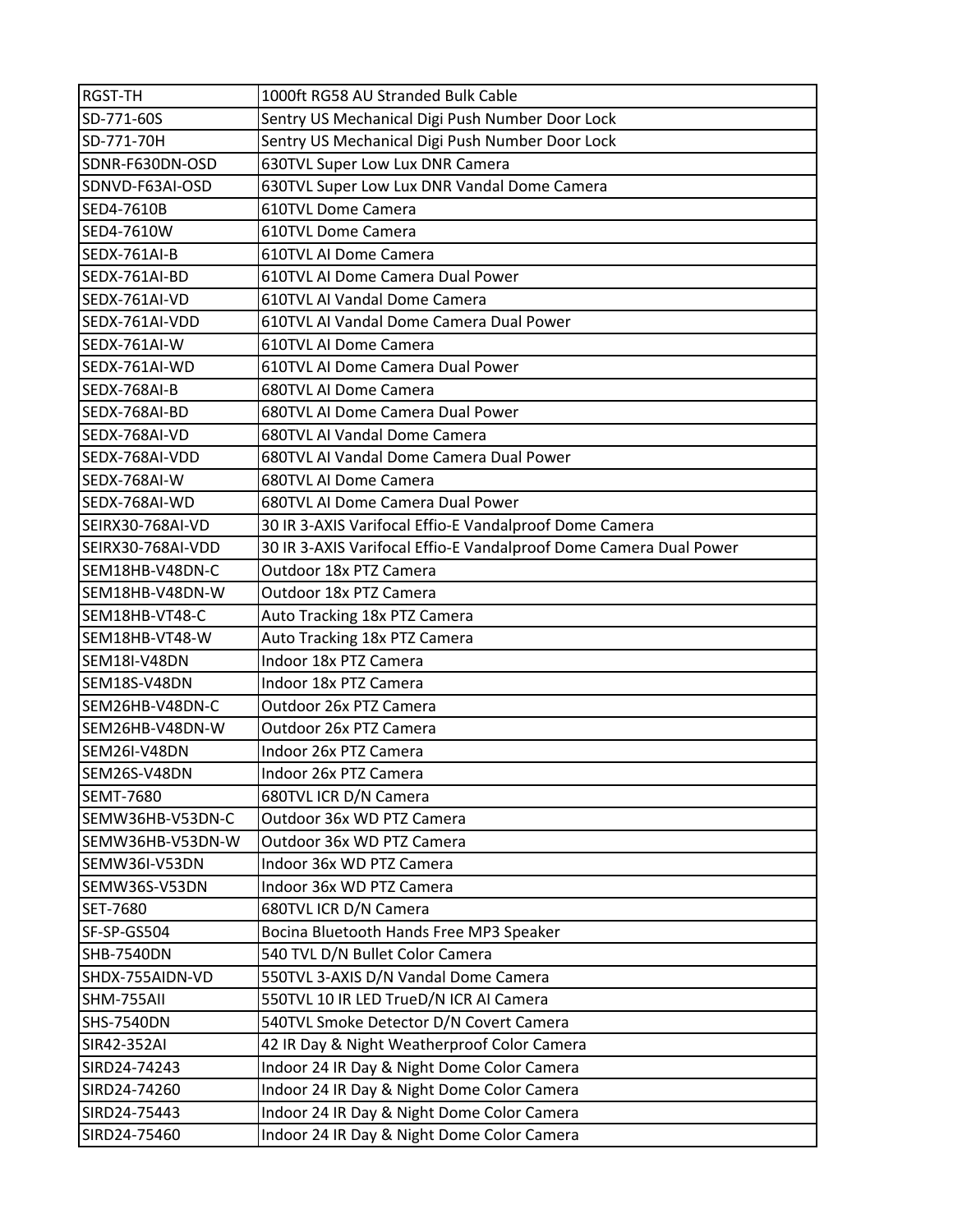| RGST-TH | 1000ft RG58 AU Stranded Bulk Cable |
|---|---|
| SD-771-60S | Sentry US Mechanical Digi Push Number Door Lock |
| SD-771-70H | Sentry US Mechanical Digi Push Number Door Lock |
| SDNR-F630DN-OSD | 630TVL Super Low Lux DNR Camera |
| SDNVD-F63AI-OSD | 630TVL Super Low Lux DNR Vandal Dome Camera |
| SED4-7610B | 610TVL Dome Camera |
| SED4-7610W | 610TVL Dome Camera |
| SEDX-761AI-B | 610TVL AI Dome Camera |
| SEDX-761AI-BD | 610TVL AI Dome Camera Dual Power |
| SEDX-761AI-VD | 610TVL AI Vandal Dome Camera |
| SEDX-761AI-VDD | 610TVL AI Vandal Dome Camera Dual Power |
| SEDX-761AI-W | 610TVL AI Dome Camera |
| SEDX-761AI-WD | 610TVL AI Dome Camera Dual Power |
| SEDX-768AI-B | 680TVL AI Dome Camera |
| SEDX-768AI-BD | 680TVL AI Dome Camera Dual Power |
| SEDX-768AI-VD | 680TVL AI Vandal Dome Camera |
| SEDX-768AI-VDD | 680TVL AI Vandal Dome Camera Dual Power |
| SEDX-768AI-W | 680TVL AI Dome Camera |
| SEDX-768AI-WD | 680TVL AI Dome Camera Dual Power |
| SEIRX30-768AI-VD | 30 IR 3-AXIS Varifocal Effio-E Vandalproof Dome Camera |
| SEIRX30-768AI-VDD | 30 IR 3-AXIS Varifocal Effio-E Vandalproof Dome Camera Dual Power |
| SEM18HB-V48DN-C | Outdoor 18x PTZ Camera |
| SEM18HB-V48DN-W | Outdoor 18x PTZ Camera |
| SEM18HB-VT48-C | Auto Tracking 18x PTZ Camera |
| SEM18HB-VT48-W | Auto Tracking 18x PTZ Camera |
| SEM18I-V48DN | Indoor 18x PTZ Camera |
| SEM18S-V48DN | Indoor 18x PTZ Camera |
| SEM26HB-V48DN-C | Outdoor 26x PTZ Camera |
| SEM26HB-V48DN-W | Outdoor 26x PTZ Camera |
| SEM26I-V48DN | Indoor 26x PTZ Camera |
| SEM26S-V48DN | Indoor 26x PTZ Camera |
| SEMT-7680 | 680TVL ICR D/N Camera |
| SEMW36HB-V53DN-C | Outdoor 36x WD PTZ Camera |
| SEMW36HB-V53DN-W | Outdoor 36x WD PTZ Camera |
| SEMW36I-V53DN | Indoor 36x WD PTZ Camera |
| SEMW36S-V53DN | Indoor 36x WD PTZ Camera |
| SET-7680 | 680TVL ICR D/N Camera |
| SF-SP-GS504 | Bocina Bluetooth Hands Free MP3 Speaker |
| SHB-7540DN | 540 TVL D/N Bullet Color Camera |
| SHDX-755AIDN-VD | 550TVL 3-AXIS D/N Vandal Dome Camera |
| SHM-755AII | 550TVL 10 IR LED TrueD/N ICR AI Camera |
| SHS-7540DN | 540TVL Smoke Detector D/N Covert Camera |
| SIR42-352AI | 42 IR Day & Night Weatherproof Color Camera |
| SIRD24-74243 | Indoor 24 IR Day & Night Dome Color Camera |
| SIRD24-74260 | Indoor 24 IR Day & Night Dome Color Camera |
| SIRD24-75443 | Indoor 24 IR Day & Night Dome Color Camera |
| SIRD24-75460 | Indoor 24 IR Day & Night Dome Color Camera |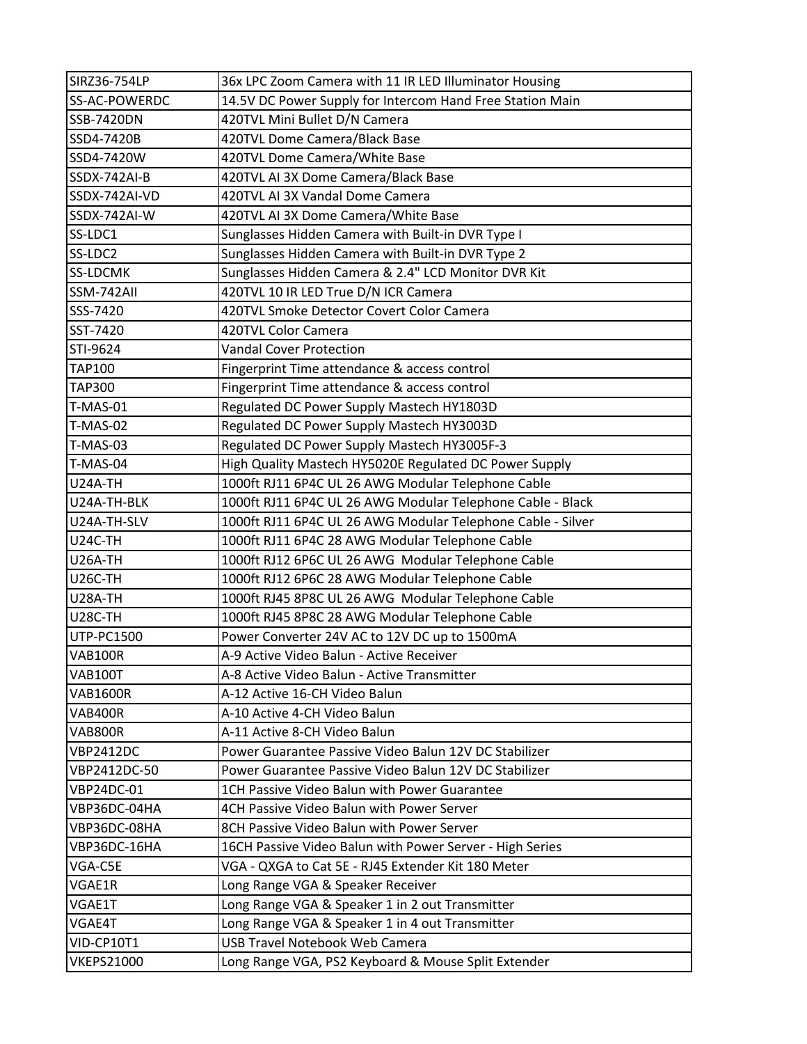| SIRZ36-754LP | 36x LPC Zoom Camera with 11 IR LED Illuminator Housing |
|---|---|
| SS-AC-POWERDC | 14.5V DC Power Supply for Intercom Hand Free Station Main |
| SSB-7420DN | 420TVL Mini Bullet D/N Camera |
| SSD4-7420B | 420TVL Dome Camera/Black Base |
| SSD4-7420W | 420TVL Dome Camera/White Base |
| SSDX-742AI-B | 420TVL AI 3X Dome Camera/Black Base |
| SSDX-742AI-VD | 420TVL AI 3X Vandal Dome Camera |
| SSDX-742AI-W | 420TVL AI 3X Dome Camera/White Base |
| SS-LDC1 | Sunglasses Hidden Camera with Built-in DVR Type I |
| SS-LDC2 | Sunglasses Hidden Camera with Built-in DVR Type 2 |
| SS-LDCMK | Sunglasses Hidden Camera & 2.4" LCD Monitor DVR Kit |
| SSM-742AII | 420TVL 10 IR LED True D/N ICR Camera |
| SSS-7420 | 420TVL Smoke Detector Covert Color Camera |
| SST-7420 | 420TVL Color Camera |
| STI-9624 | Vandal Cover Protection |
| TAP100 | Fingerprint Time attendance & access control |
| TAP300 | Fingerprint Time attendance & access control |
| T-MAS-01 | Regulated DC Power Supply Mastech HY1803D |
| T-MAS-02 | Regulated DC Power Supply Mastech HY3003D |
| T-MAS-03 | Regulated DC Power Supply Mastech HY3005F-3 |
| T-MAS-04 | High Quality Mastech HY5020E Regulated DC Power Supply |
| U24A-TH | 1000ft RJ11 6P4C UL 26 AWG Modular Telephone Cable |
| U24A-TH-BLK | 1000ft RJ11 6P4C UL 26 AWG Modular Telephone Cable - Black |
| U24A-TH-SLV | 1000ft RJ11 6P4C UL 26 AWG Modular Telephone Cable - Silver |
| U24C-TH | 1000ft RJ11 6P4C 28 AWG Modular Telephone Cable |
| U26A-TH | 1000ft RJ12 6P6C UL 26 AWG Modular Telephone Cable |
| U26C-TH | 1000ft RJ12 6P6C 28 AWG Modular Telephone Cable |
| U28A-TH | 1000ft RJ45 8P8C UL 26 AWG Modular Telephone Cable |
| U28C-TH | 1000ft RJ45 8P8C 28 AWG Modular Telephone Cable |
| UTP-PC1500 | Power Converter 24V AC to 12V DC up to 1500mA |
| VAB100R | A-9 Active Video Balun - Active Receiver |
| VAB100T | A-8 Active Video Balun - Active Transmitter |
| VAB1600R | A-12 Active 16-CH Video Balun |
| VAB400R | A-10 Active 4-CH Video Balun |
| VAB800R | A-11 Active 8-CH Video Balun |
| VBP2412DC | Power Guarantee Passive Video Balun 12V DC Stabilizer |
| VBP2412DC-50 | Power Guarantee Passive Video Balun 12V DC Stabilizer |
| VBP24DC-01 | 1CH Passive Video Balun with Power Guarantee |
| VBP36DC-04HA | 4CH Passive Video Balun with Power Server |
| VBP36DC-08HA | 8CH Passive Video Balun with Power Server |
| VBP36DC-16HA | 16CH Passive Video Balun with Power Server - High Series |
| VGA-C5E | VGA - QXGA to Cat 5E - RJ45 Extender Kit 180 Meter |
| VGAE1R | Long Range VGA & Speaker Receiver |
| VGAE1T | Long Range VGA & Speaker 1 in 2 out Transmitter |
| VGAE4T | Long Range VGA & Speaker 1 in 4 out Transmitter |
| VID-CP10T1 | USB Travel Notebook Web Camera |
| VKEPS21000 | Long Range VGA, PS2 Keyboard & Mouse Split Extender |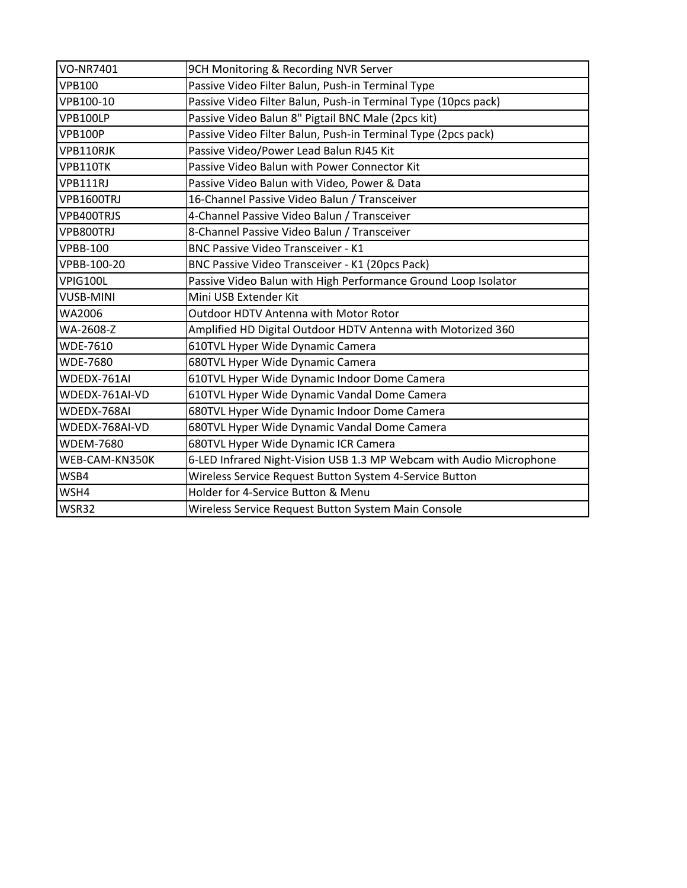| | |
|---|---|
| VO-NR7401 | 9CH Monitoring & Recording NVR Server |
| VPB100 | Passive Video Filter Balun, Push-in Terminal Type |
| VPB100-10 | Passive Video Filter Balun, Push-in Terminal Type (10pcs pack) |
| VPB100LP | Passive Video Balun 8" Pigtail BNC Male (2pcs kit) |
| VPB100P | Passive Video Filter Balun, Push-in Terminal Type (2pcs pack) |
| VPB110RJK | Passive Video/Power Lead Balun RJ45 Kit |
| VPB110TK | Passive Video Balun with Power Connector Kit |
| VPB111RJ | Passive Video Balun with Video, Power & Data |
| VPB1600TRJ | 16-Channel Passive Video Balun / Transceiver |
| VPB400TRJS | 4-Channel Passive Video Balun / Transceiver |
| VPB800TRJ | 8-Channel Passive Video Balun / Transceiver |
| VPBB-100 | BNC Passive Video Transceiver - K1 |
| VPBB-100-20 | BNC Passive Video Transceiver - K1 (20pcs Pack) |
| VPIG100L | Passive Video Balun with High Performance Ground Loop Isolator |
| VUSB-MINI | Mini USB Extender Kit |
| WA2006 | Outdoor HDTV Antenna with Motor Rotor |
| WA-2608-Z | Amplified HD Digital Outdoor HDTV Antenna with Motorized 360 |
| WDE-7610 | 610TVL Hyper Wide Dynamic Camera |
| WDE-7680 | 680TVL Hyper Wide Dynamic Camera |
| WDEDX-761AI | 610TVL Hyper Wide Dynamic Indoor Dome Camera |
| WDEDX-761AI-VD | 610TVL Hyper Wide Dynamic Vandal Dome Camera |
| WDEDX-768AI | 680TVL Hyper Wide Dynamic Indoor Dome Camera |
| WDEDX-768AI-VD | 680TVL Hyper Wide Dynamic Vandal Dome Camera |
| WDEM-7680 | 680TVL Hyper Wide Dynamic ICR Camera |
| WEB-CAM-KN350K | 6-LED Infrared Night-Vision USB 1.3 MP Webcam with Audio Microphone |
| WSB4 | Wireless Service Request Button System 4-Service Button |
| WSH4 | Holder for 4-Service Button & Menu |
| WSR32 | Wireless Service Request Button System Main Console |